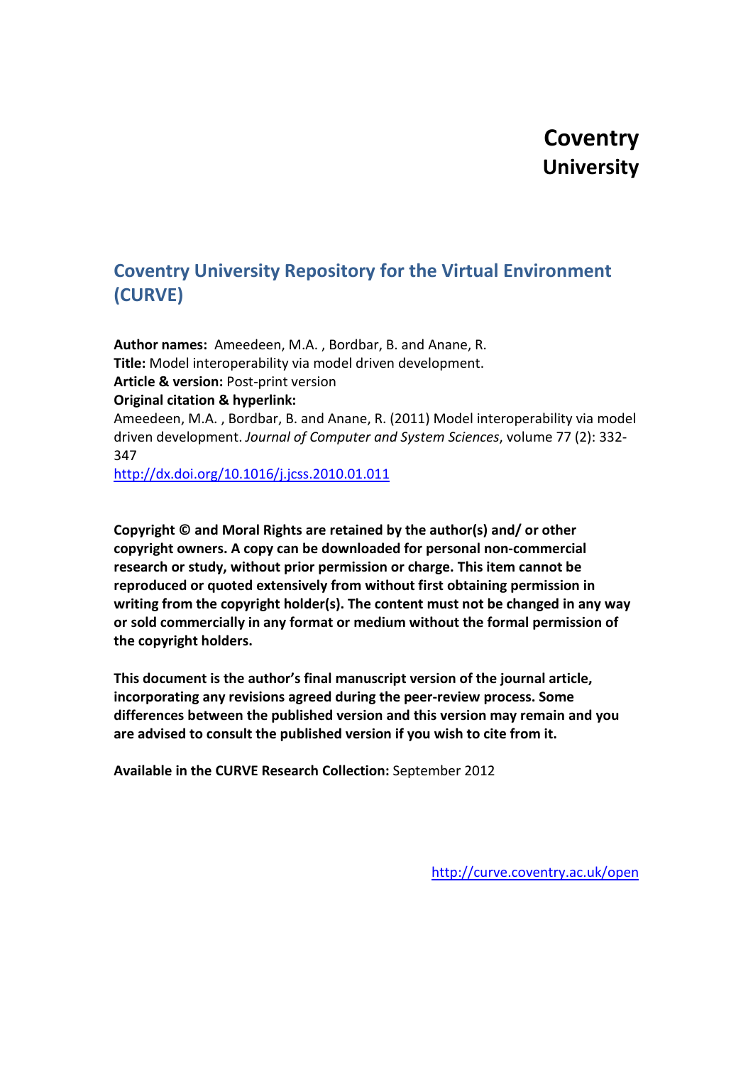# Coventry University

## Coventry University Repository for the Virtual Environment (CURVE)

**Author names:** Ameedeen, M.A. , Bordbar, B. and Anane, R.
**Title:** Model interoperability via model driven development.
**Article & version:** Post-print version
**Original citation & hyperlink:**
Ameedeen, M.A. , Bordbar, B. and Anane, R. (2011) Model interoperability via model driven development. *Journal of Computer and System Sciences*, volume 77 (2): 332-347
http://dx.doi.org/10.1016/j.jcss.2010.01.011

**Copyright © and Moral Rights are retained by the author(s) and/ or other copyright owners. A copy can be downloaded for personal non-commercial research or study, without prior permission or charge. This item cannot be reproduced or quoted extensively from without first obtaining permission in writing from the copyright holder(s). The content must not be changed in any way or sold commercially in any format or medium without the formal permission of the copyright holders.**

**This document is the author's final manuscript version of the journal article, incorporating any revisions agreed during the peer-review process. Some differences between the published version and this version may remain and you are advised to consult the published version if you wish to cite from it.**

**Available in the CURVE Research Collection:** September 2012

http://curve.coventry.ac.uk/open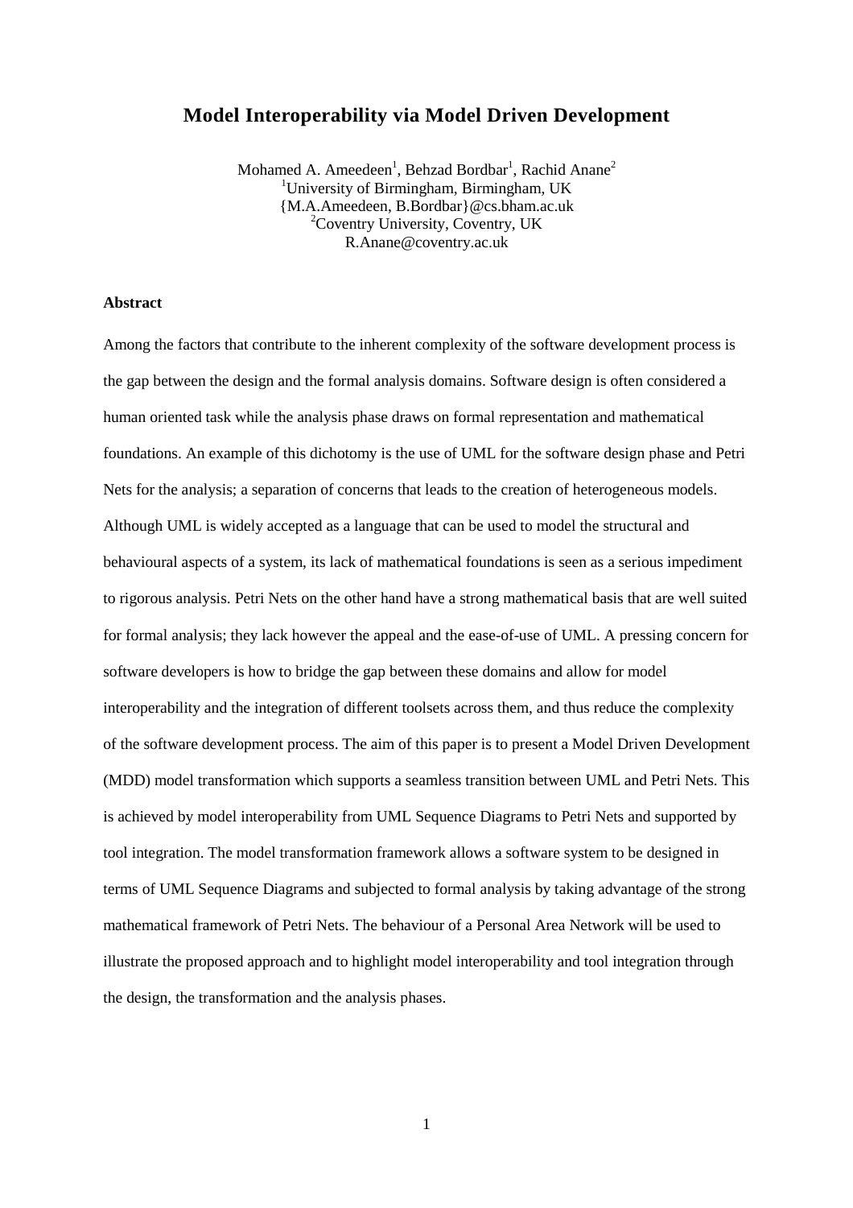# Model Interoperability via Model Driven Development

Mohamed A. Ameedeen[1], Behzad Bordbar[1], Rachid Anane[2]
[1]University of Birmingham, Birmingham, UK
{M.A.Ameedeen, B.Bordbar}@cs.bham.ac.uk
[2]Coventry University, Coventry, UK
R.Anane@coventry.ac.uk

### Abstract

Among the factors that contribute to the inherent complexity of the software development process is the gap between the design and the formal analysis domains. Software design is often considered a human oriented task while the analysis phase draws on formal representation and mathematical foundations. An example of this dichotomy is the use of UML for the software design phase and Petri Nets for the analysis; a separation of concerns that leads to the creation of heterogeneous models. Although UML is widely accepted as a language that can be used to model the structural and behavioural aspects of a system, its lack of mathematical foundations is seen as a serious impediment to rigorous analysis. Petri Nets on the other hand have a strong mathematical basis that are well suited for formal analysis; they lack however the appeal and the ease-of-use of UML. A pressing concern for software developers is how to bridge the gap between these domains and allow for model interoperability and the integration of different toolsets across them, and thus reduce the complexity of the software development process. The aim of this paper is to present a Model Driven Development (MDD) model transformation which supports a seamless transition between UML and Petri Nets. This is achieved by model interoperability from UML Sequence Diagrams to Petri Nets and supported by tool integration. The model transformation framework allows a software system to be designed in terms of UML Sequence Diagrams and subjected to formal analysis by taking advantage of the strong mathematical framework of Petri Nets. The behaviour of a Personal Area Network will be used to illustrate the proposed approach and to highlight model interoperability and tool integration through the design, the transformation and the analysis phases.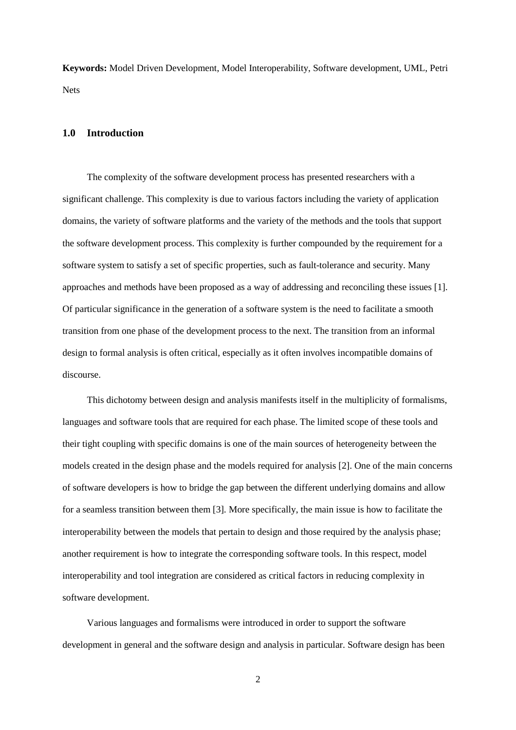**Keywords:** Model Driven Development, Model Interoperability, Software development, UML, Petri Nets

## 1.0 Introduction

The complexity of the software development process has presented researchers with a significant challenge. This complexity is due to various factors including the variety of application domains, the variety of software platforms and the variety of the methods and the tools that support the software development process. This complexity is further compounded by the requirement for a software system to satisfy a set of specific properties, such as fault-tolerance and security. Many approaches and methods have been proposed as a way of addressing and reconciling these issues [1]. Of particular significance in the generation of a software system is the need to facilitate a smooth transition from one phase of the development process to the next. The transition from an informal design to formal analysis is often critical, especially as it often involves incompatible domains of discourse.

This dichotomy between design and analysis manifests itself in the multiplicity of formalisms, languages and software tools that are required for each phase. The limited scope of these tools and their tight coupling with specific domains is one of the main sources of heterogeneity between the models created in the design phase and the models required for analysis [2]. One of the main concerns of software developers is how to bridge the gap between the different underlying domains and allow for a seamless transition between them [3]. More specifically, the main issue is how to facilitate the interoperability between the models that pertain to design and those required by the analysis phase; another requirement is how to integrate the corresponding software tools. In this respect, model interoperability and tool integration are considered as critical factors in reducing complexity in software development.

Various languages and formalisms were introduced in order to support the software development in general and the software design and analysis in particular. Software design has been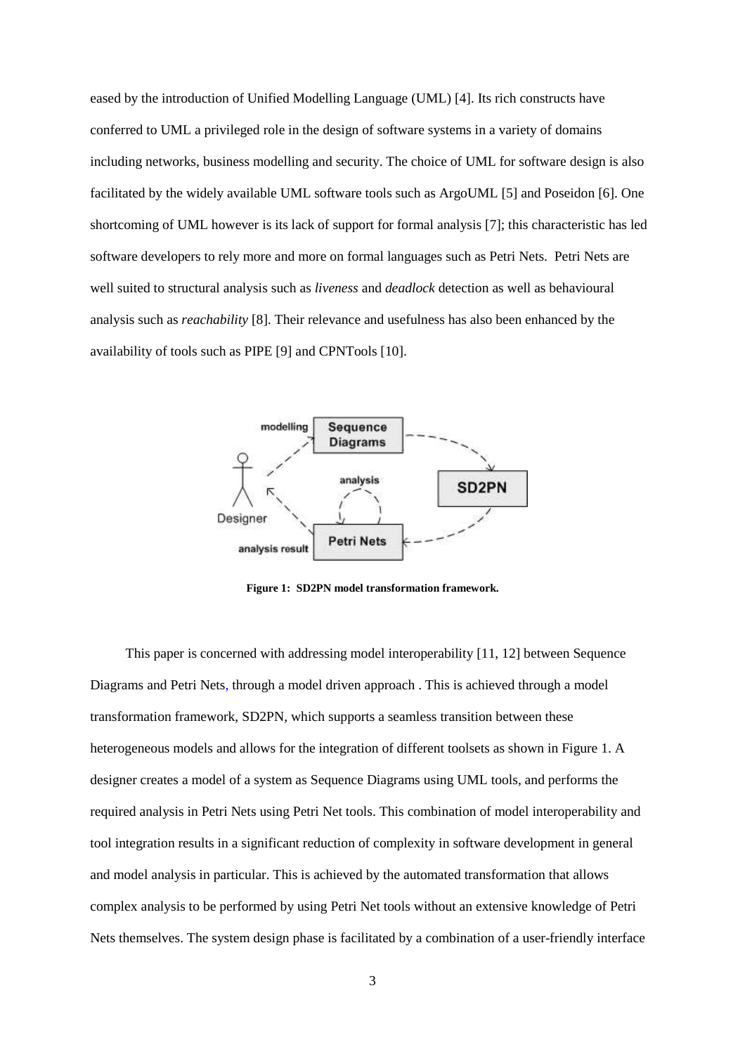eased by the introduction of Unified Modelling Language (UML) [4]. Its rich constructs have conferred to UML a privileged role in the design of software systems in a variety of domains including networks, business modelling and security. The choice of UML for software design is also facilitated by the widely available UML software tools such as ArgoUML [5] and Poseidon [6]. One shortcoming of UML however is its lack of support for formal analysis [7]; this characteristic has led software developers to rely more and more on formal languages such as Petri Nets. Petri Nets are well suited to structural analysis such as *liveness* and *deadlock* detection as well as behavioural analysis such as *reachability* [8]. Their relevance and usefulness has also been enhanced by the availability of tools such as PIPE [9] and CPNTools [10].

**Figure 1: SD2PN model transformation framework.**

This paper is concerned with addressing model interoperability [11, 12] between Sequence Diagrams and Petri Nets, through a model driven approach . This is achieved through a model transformation framework, SD2PN, which supports a seamless transition between these heterogeneous models and allows for the integration of different toolsets as shown in Figure 1. A designer creates a model of a system as Sequence Diagrams using UML tools, and performs the required analysis in Petri Nets using Petri Net tools. This combination of model interoperability and tool integration results in a significant reduction of complexity in software development in general and model analysis in particular. This is achieved by the automated transformation that allows complex analysis to be performed by using Petri Net tools without an extensive knowledge of Petri Nets themselves. The system design phase is facilitated by a combination of a user-friendly interface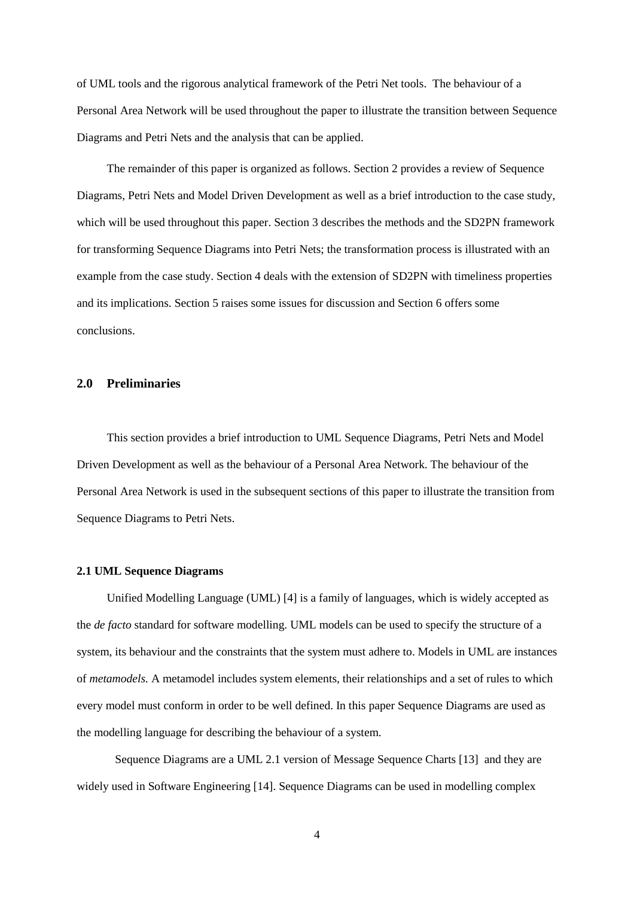of UML tools and the rigorous analytical framework of the Petri Net tools. The behaviour of a Personal Area Network will be used throughout the paper to illustrate the transition between Sequence Diagrams and Petri Nets and the analysis that can be applied.

The remainder of this paper is organized as follows. Section 2 provides a review of Sequence Diagrams, Petri Nets and Model Driven Development as well as a brief introduction to the case study, which will be used throughout this paper. Section 3 describes the methods and the SD2PN framework for transforming Sequence Diagrams into Petri Nets; the transformation process is illustrated with an example from the case study. Section 4 deals with the extension of SD2PN with timeliness properties and its implications. Section 5 raises some issues for discussion and Section 6 offers some conclusions.

## 2.0 Preliminaries

This section provides a brief introduction to UML Sequence Diagrams, Petri Nets and Model Driven Development as well as the behaviour of a Personal Area Network. The behaviour of the Personal Area Network is used in the subsequent sections of this paper to illustrate the transition from Sequence Diagrams to Petri Nets.

### 2.1 UML Sequence Diagrams

Unified Modelling Language (UML) [4] is a family of languages, which is widely accepted as the *de facto* standard for software modelling. UML models can be used to specify the structure of a system, its behaviour and the constraints that the system must adhere to. Models in UML are instances of *metamodels.* A metamodel includes system elements, their relationships and a set of rules to which every model must conform in order to be well defined. In this paper Sequence Diagrams are used as the modelling language for describing the behaviour of a system.

Sequence Diagrams are a UML 2.1 version of Message Sequence Charts [13] and they are widely used in Software Engineering [14]. Sequence Diagrams can be used in modelling complex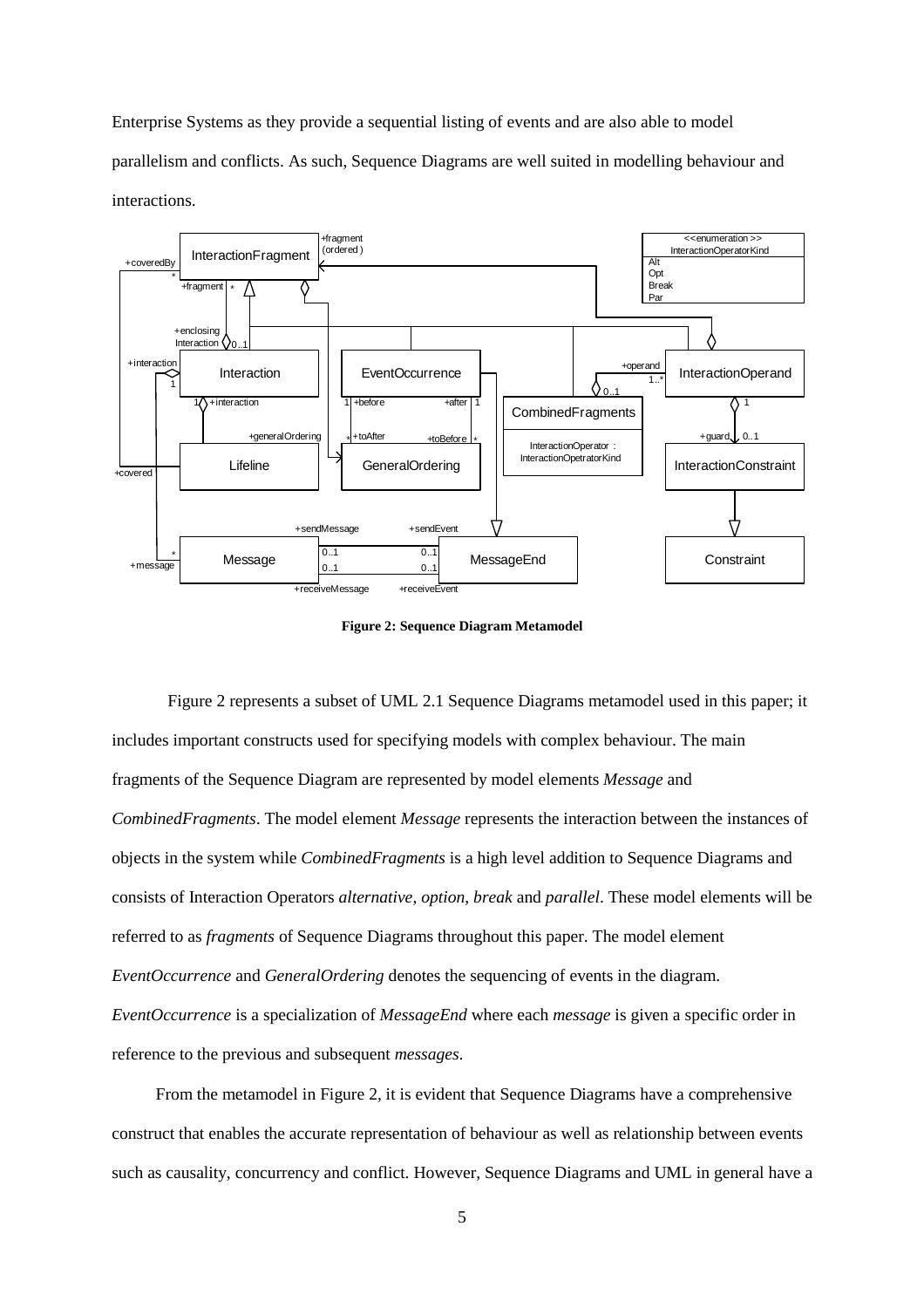Enterprise Systems as they provide a sequential listing of events and are also able to model parallelism and conflicts. As such, Sequence Diagrams are well suited in modelling behaviour and interactions.

**Figure 2: Sequence Diagram Metamodel**

Figure 2 represents a subset of UML 2.1 Sequence Diagrams metamodel used in this paper; it includes important constructs used for specifying models with complex behaviour. The main fragments of the Sequence Diagram are represented by model elements *Message* and *CombinedFragments*. The model element *Message* represents the interaction between the instances of objects in the system while *CombinedFragments* is a high level addition to Sequence Diagrams and consists of Interaction Operators *alternative*, *option*, *break* and *parallel*. These model elements will be referred to as *fragments* of Sequence Diagrams throughout this paper. The model element *EventOccurrence* and *GeneralOrdering* denotes the sequencing of events in the diagram. *EventOccurrence* is a specialization of *MessageEnd* where each *message* is given a specific order in reference to the previous and subsequent *messages*.

From the metamodel in Figure 2, it is evident that Sequence Diagrams have a comprehensive construct that enables the accurate representation of behaviour as well as relationship between events such as causality, concurrency and conflict. However, Sequence Diagrams and UML in general have a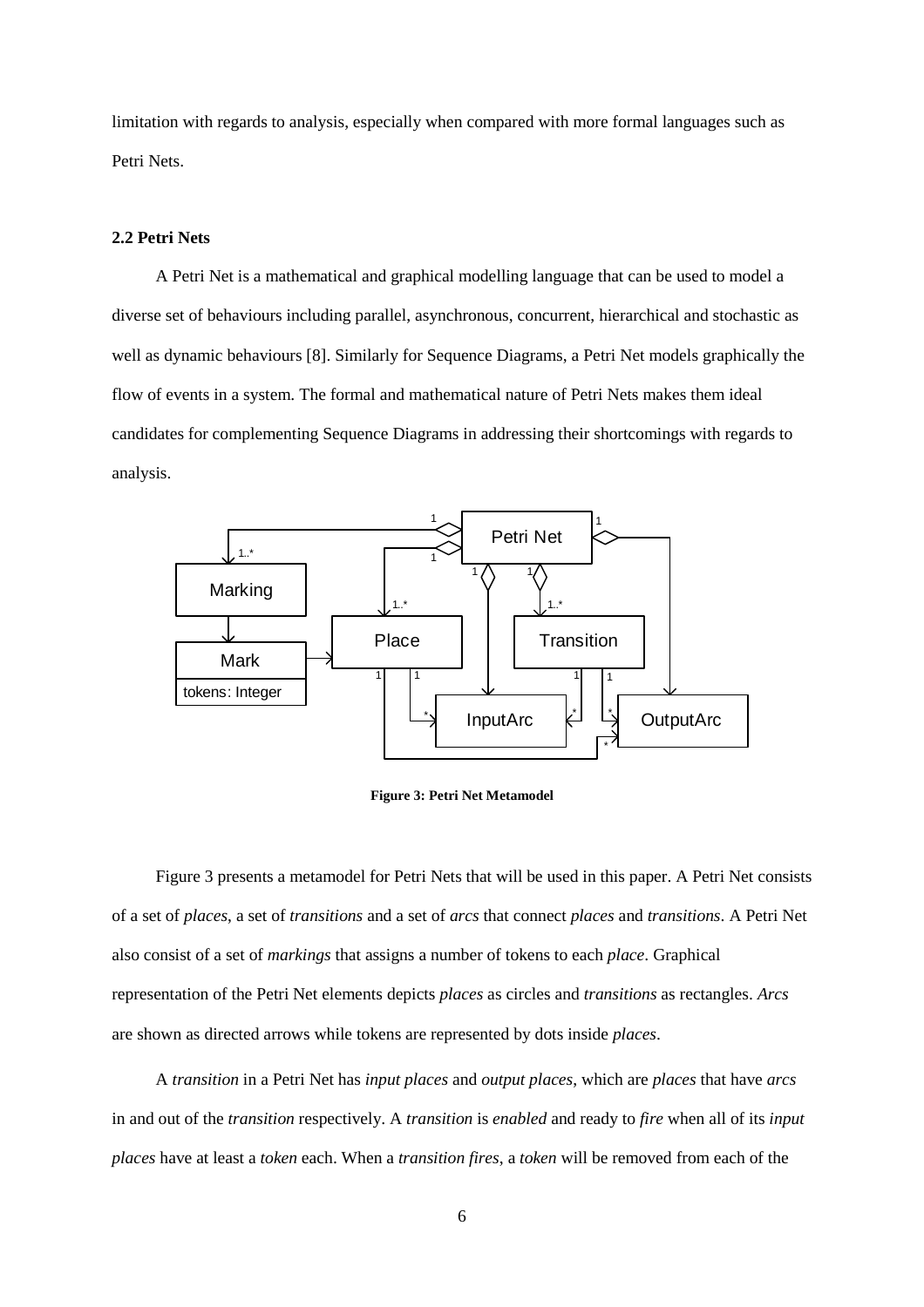limitation with regards to analysis, especially when compared with more formal languages such as Petri Nets.

### 2.2 Petri Nets

A Petri Net is a mathematical and graphical modelling language that can be used to model a diverse set of behaviours including parallel, asynchronous, concurrent, hierarchical and stochastic as well as dynamic behaviours [8]. Similarly for Sequence Diagrams, a Petri Net models graphically the flow of events in a system. The formal and mathematical nature of Petri Nets makes them ideal candidates for complementing Sequence Diagrams in addressing their shortcomings with regards to analysis.

**Figure 3: Petri Net Metamodel**

Figure 3 presents a metamodel for Petri Nets that will be used in this paper. A Petri Net consists of a set of *places*, a set of *transitions* and a set of *arcs* that connect *places* and *transitions*. A Petri Net also consist of a set of *markings* that assigns a number of tokens to each *place*. Graphical representation of the Petri Net elements depicts *places* as circles and *transitions* as rectangles. *Arcs* are shown as directed arrows while tokens are represented by dots inside *places*.

A *transition* in a Petri Net has *input places* and *output places*, which are *places* that have *arcs* in and out of the *transition* respectively. A *transition* is *enabled* and ready to *fire* when all of its *input places* have at least a *token* each. When a *transition fires*, a *token* will be removed from each of the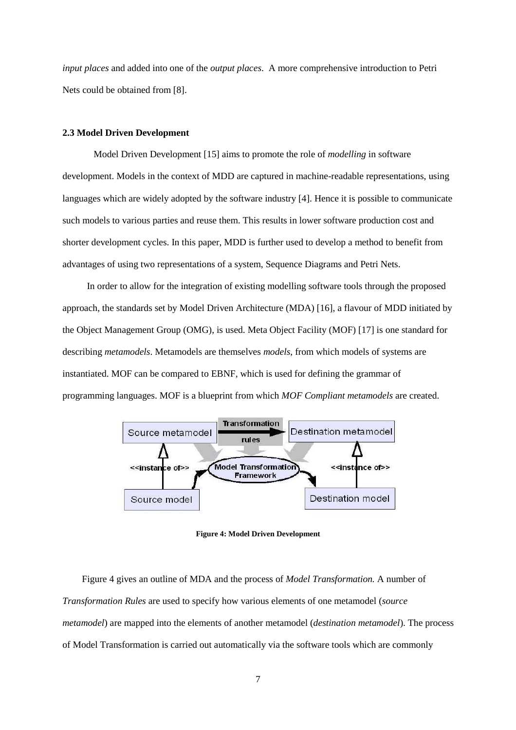*input places* and added into one of the *output places*. A more comprehensive introduction to Petri Nets could be obtained from [8].

### 2.3 Model Driven Development

Model Driven Development [15] aims to promote the role of *modelling* in software development. Models in the context of MDD are captured in machine-readable representations, using languages which are widely adopted by the software industry [4]. Hence it is possible to communicate such models to various parties and reuse them. This results in lower software production cost and shorter development cycles. In this paper, MDD is further used to develop a method to benefit from advantages of using two representations of a system, Sequence Diagrams and Petri Nets.

In order to allow for the integration of existing modelling software tools through the proposed approach, the standards set by Model Driven Architecture (MDA) [16], a flavour of MDD initiated by the Object Management Group (OMG), is used. Meta Object Facility (MOF) [17] is one standard for describing *metamodels*. Metamodels are themselves *models*, from which models of systems are instantiated. MOF can be compared to EBNF, which is used for defining the grammar of programming languages. MOF is a blueprint from which *MOF Compliant metamodels* are created.

**Figure 4: Model Driven Development**

Figure 4 gives an outline of MDA and the process of *Model Transformation.* A number of *Transformation Rules* are used to specify how various elements of one metamodel (*source metamodel*) are mapped into the elements of another metamodel (*destination metamodel*). The process of Model Transformation is carried out automatically via the software tools which are commonly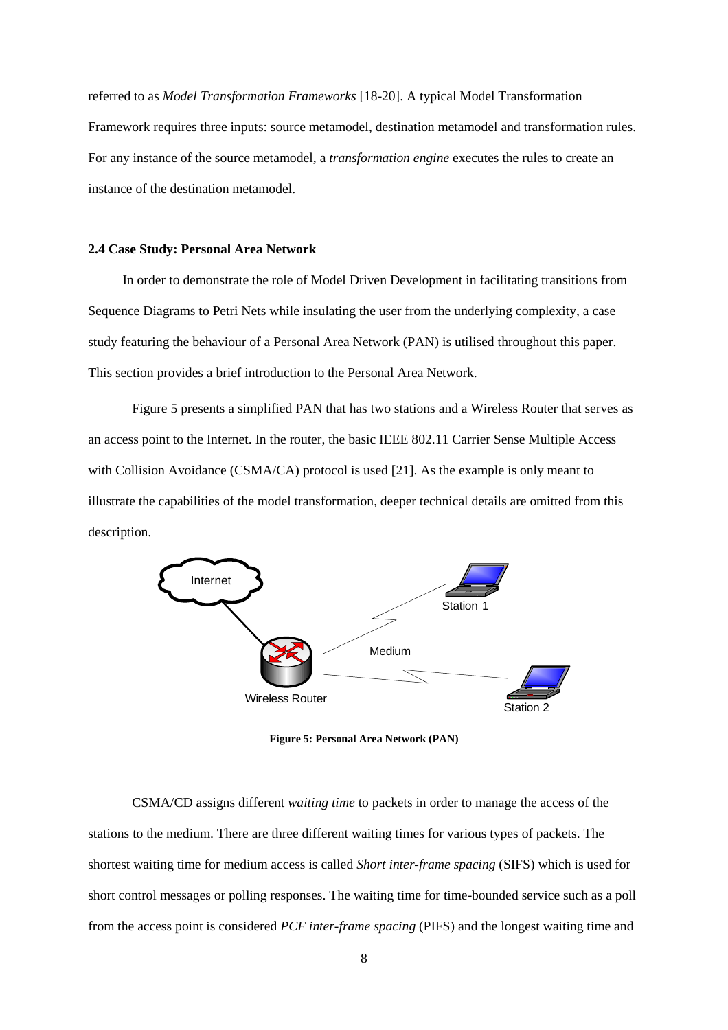referred to as *Model Transformation Frameworks* [18-20]. A typical Model Transformation Framework requires three inputs: source metamodel, destination metamodel and transformation rules. For any instance of the source metamodel, a *transformation engine* executes the rules to create an instance of the destination metamodel.

### 2.4 Case Study: Personal Area Network

In order to demonstrate the role of Model Driven Development in facilitating transitions from Sequence Diagrams to Petri Nets while insulating the user from the underlying complexity, a case study featuring the behaviour of a Personal Area Network (PAN) is utilised throughout this paper. This section provides a brief introduction to the Personal Area Network.

Figure 5 presents a simplified PAN that has two stations and a Wireless Router that serves as an access point to the Internet. In the router, the basic IEEE 802.11 Carrier Sense Multiple Access with Collision Avoidance (CSMA/CA) protocol is used [21]. As the example is only meant to illustrate the capabilities of the model transformation, deeper technical details are omitted from this description.

**Figure 5: Personal Area Network (PAN)**

CSMA/CD assigns different *waiting time* to packets in order to manage the access of the stations to the medium. There are three different waiting times for various types of packets. The shortest waiting time for medium access is called *Short inter-frame spacing* (SIFS) which is used for short control messages or polling responses. The waiting time for time-bounded service such as a poll from the access point is considered *PCF inter-frame spacing* (PIFS) and the longest waiting time and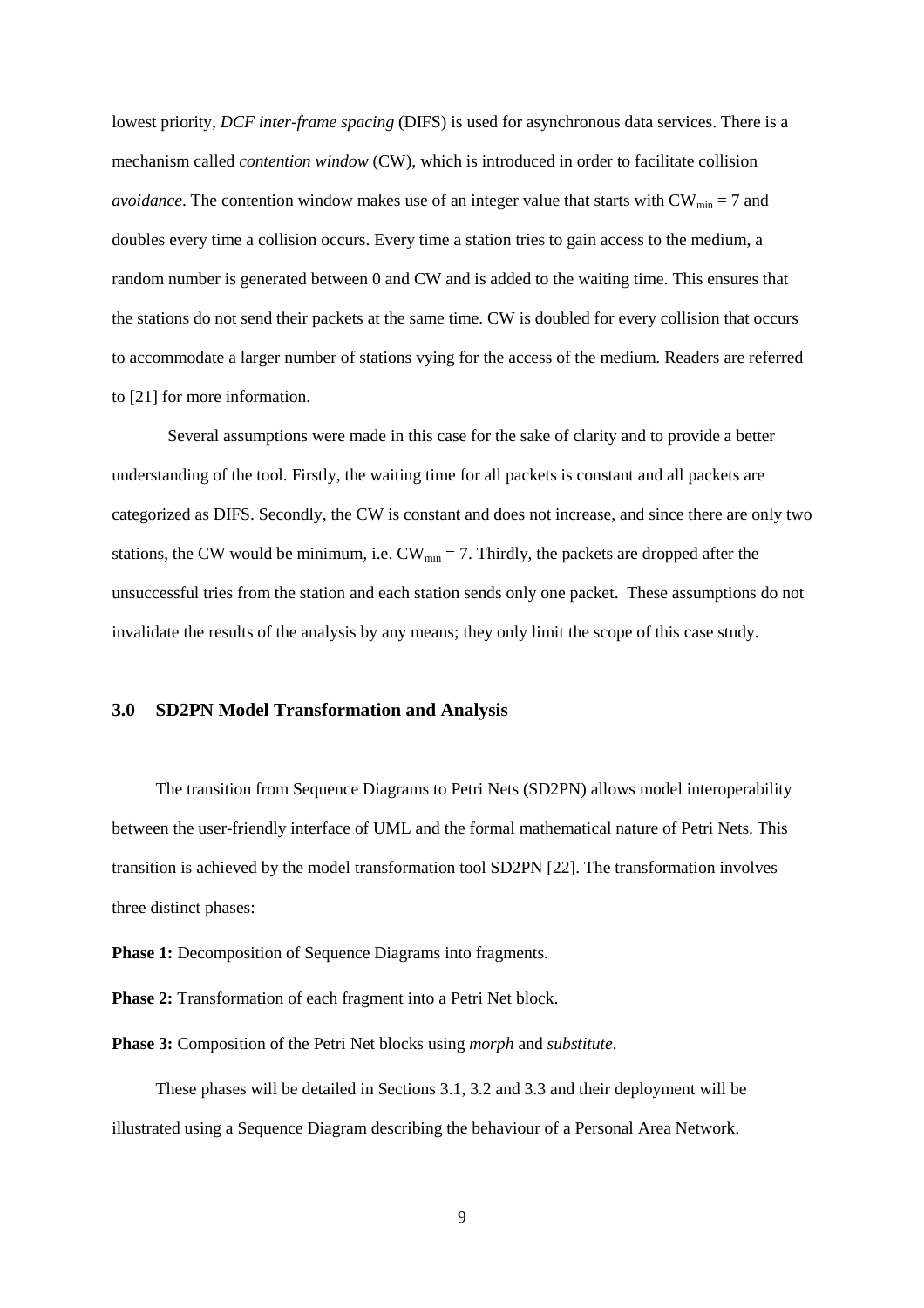lowest priority, *DCF inter-frame spacing* (DIFS) is used for asynchronous data services. There is a mechanism called *contention window* (CW), which is introduced in order to facilitate collision *avoidance*. The contention window makes use of an integer value that starts with $CW_{min} = 7$ and doubles every time a collision occurs. Every time a station tries to gain access to the medium, a random number is generated between 0 and CW and is added to the waiting time. This ensures that the stations do not send their packets at the same time. CW is doubled for every collision that occurs to accommodate a larger number of stations vying for the access of the medium. Readers are referred to [21] for more information.

Several assumptions were made in this case for the sake of clarity and to provide a better understanding of the tool. Firstly, the waiting time for all packets is constant and all packets are categorized as DIFS. Secondly, the CW is constant and does not increase, and since there are only two stations, the CW would be minimum, i.e. $CW_{min} = 7$. Thirdly, the packets are dropped after the unsuccessful tries from the station and each station sends only one packet. These assumptions do not invalidate the results of the analysis by any means; they only limit the scope of this case study.

## 3.0 SD2PN Model Transformation and Analysis

The transition from Sequence Diagrams to Petri Nets (SD2PN) allows model interoperability between the user-friendly interface of UML and the formal mathematical nature of Petri Nets. This transition is achieved by the model transformation tool SD2PN [22]. The transformation involves three distinct phases:

**Phase 1:** Decomposition of Sequence Diagrams into fragments.

**Phase 2:** Transformation of each fragment into a Petri Net block.

**Phase 3:** Composition of the Petri Net blocks using *morph* and *substitute*.

These phases will be detailed in Sections 3.1, 3.2 and 3.3 and their deployment will be illustrated using a Sequence Diagram describing the behaviour of a Personal Area Network.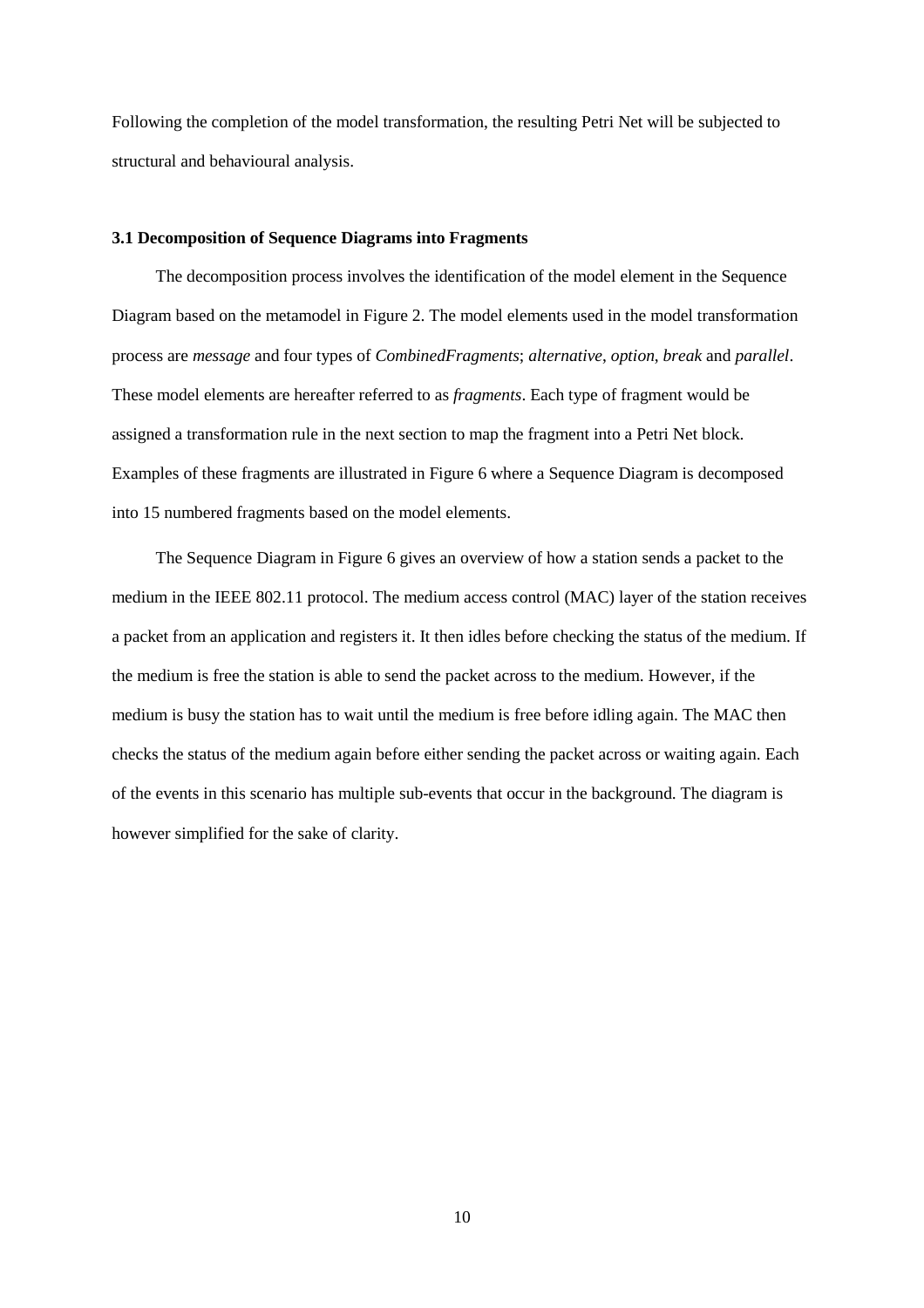Following the completion of the model transformation, the resulting Petri Net will be subjected to structural and behavioural analysis.

### 3.1 Decomposition of Sequence Diagrams into Fragments

The decomposition process involves the identification of the model element in the Sequence Diagram based on the metamodel in Figure 2. The model elements used in the model transformation process are *message* and four types of *CombinedFragments*; *alternative*, *option*, *break* and *parallel*. These model elements are hereafter referred to as *fragments*. Each type of fragment would be assigned a transformation rule in the next section to map the fragment into a Petri Net block. Examples of these fragments are illustrated in Figure 6 where a Sequence Diagram is decomposed into 15 numbered fragments based on the model elements.

The Sequence Diagram in Figure 6 gives an overview of how a station sends a packet to the medium in the IEEE 802.11 protocol. The medium access control (MAC) layer of the station receives a packet from an application and registers it. It then idles before checking the status of the medium. If the medium is free the station is able to send the packet across to the medium. However, if the medium is busy the station has to wait until the medium is free before idling again. The MAC then checks the status of the medium again before either sending the packet across or waiting again. Each of the events in this scenario has multiple sub-events that occur in the background. The diagram is however simplified for the sake of clarity.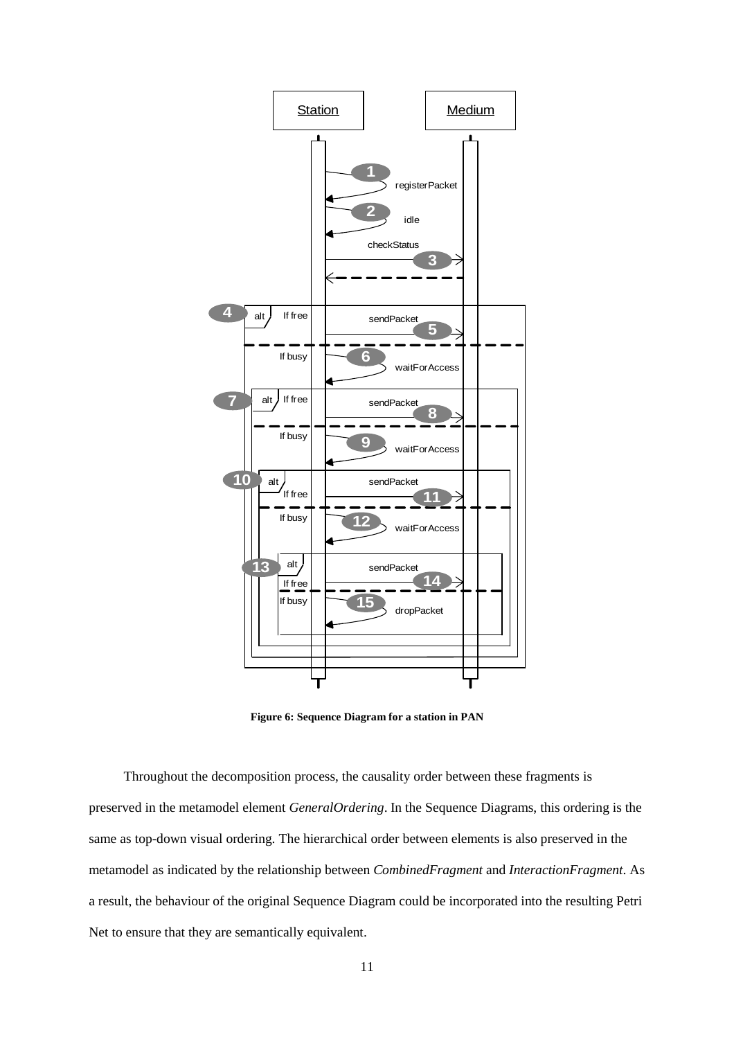Figure 6: Sequence Diagram for a station in PAN

Throughout the decomposition process, the causality order between these fragments is preserved in the metamodel element *GeneralOrdering*. In the Sequence Diagrams, this ordering is the same as top-down visual ordering. The hierarchical order between elements is also preserved in the metamodel as indicated by the relationship between *CombinedFragment* and *InteractionFragment*. As a result, the behaviour of the original Sequence Diagram could be incorporated into the resulting Petri Net to ensure that they are semantically equivalent.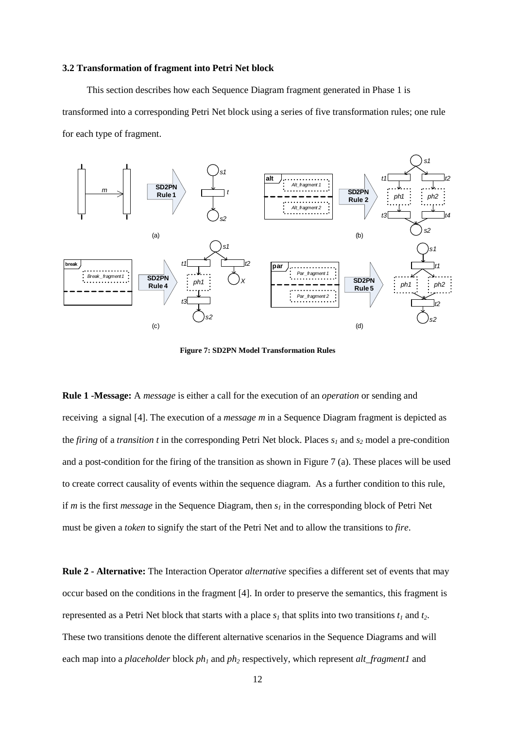### 3.2 Transformation of fragment into Petri Net block

This section describes how each Sequence Diagram fragment generated in Phase 1 is transformed into a corresponding Petri Net block using a series of five transformation rules; one rule for each type of fragment.

**Figure 7: SD2PN Model Transformation Rules**

**Rule 1 -Message:** A *message* is either a call for the execution of an *operation* or sending and receiving a signal [4]. The execution of a *message m* in a Sequence Diagram fragment is depicted as the *firing* of a *transition t* in the corresponding Petri Net block. Places $s_1$ and $s_2$ model a pre-condition and a post-condition for the firing of the transition as shown in Figure 7 (a). These places will be used to create correct causality of events within the sequence diagram. As a further condition to this rule, if *m* is the first *message* in the Sequence Diagram, then $s_1$ in the corresponding block of Petri Net must be given a *token* to signify the start of the Petri Net and to allow the transitions to *fire*.

**Rule 2 - Alternative:** The Interaction Operator *alternative* specifies a different set of events that may occur based on the conditions in the fragment [4]. In order to preserve the semantics, this fragment is represented as a Petri Net block that starts with a place $s_1$ that splits into two transitions $t_1$ and $t_2$. These two transitions denote the different alternative scenarios in the Sequence Diagrams and will each map into a *placeholder* block $ph_1$ and $ph_2$ respectively, which represent *alt_fragment1* and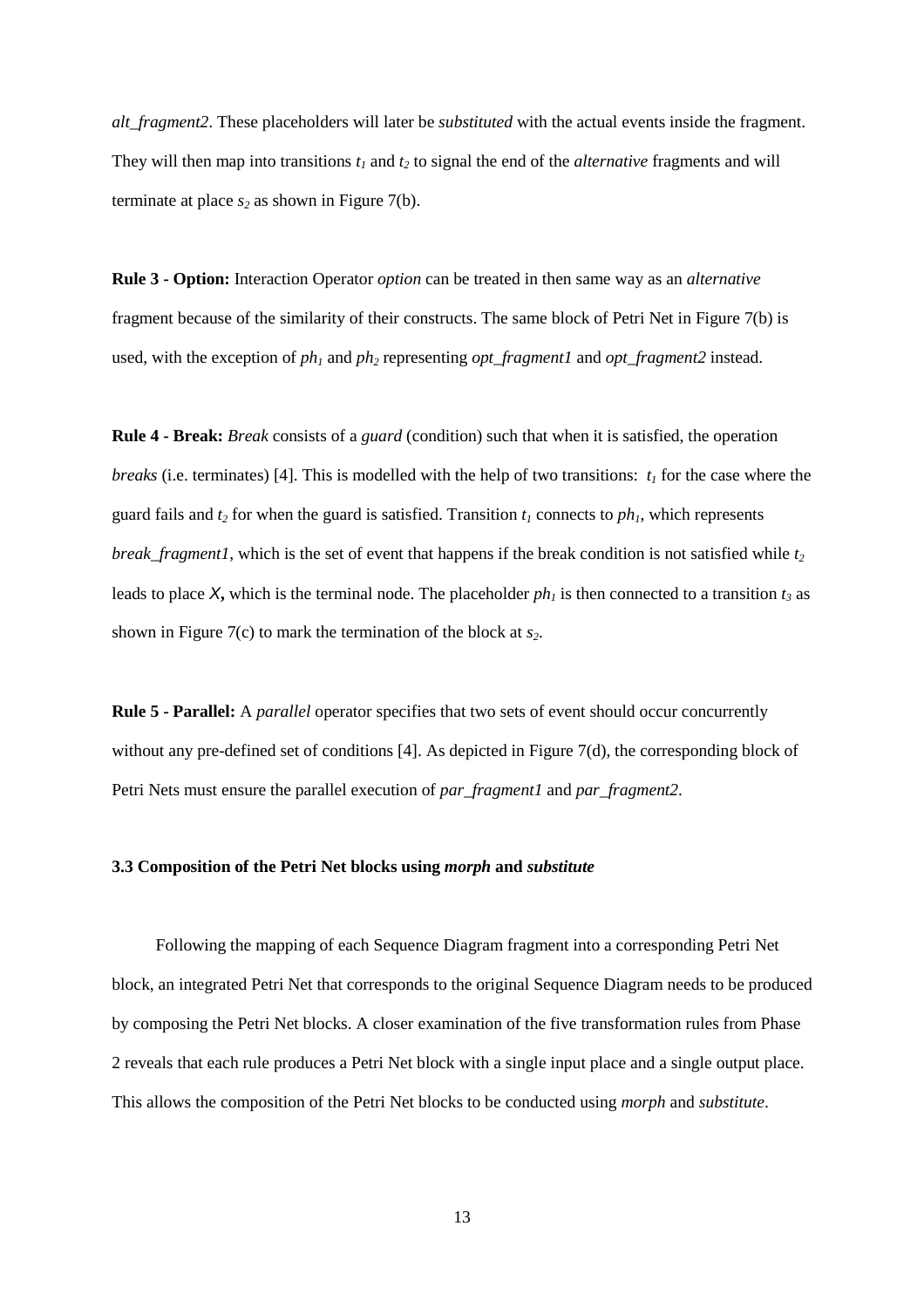*alt_fragment2*. These placeholders will later be *substituted* with the actual events inside the fragment. They will then map into transitions $t_1$ and $t_2$ to signal the end of the *alternative* fragments and will terminate at place $s_2$ as shown in Figure 7(b).

**Rule 3 - Option:** Interaction Operator *option* can be treated in then same way as an *alternative* fragment because of the similarity of their constructs. The same block of Petri Net in Figure 7(b) is used, with the exception of $ph_1$ and $ph_2$ representing *opt_fragment1* and *opt_fragment2* instead.

**Rule 4 - Break:** *Break* consists of a *guard* (condition) such that when it is satisfied, the operation *breaks* (i.e. terminates) [4]. This is modelled with the help of two transitions: $t_1$ for the case where the guard fails and $t_2$ for when the guard is satisfied. Transition $t_1$ connects to $ph_1$, which represents *break_fragment1*, which is the set of event that happens if the break condition is not satisfied while $t_2$ leads to place $X$**,** which is the terminal node. The placeholder $ph_1$ is then connected to a transition $t_3$ as shown in Figure 7(c) to mark the termination of the block at $s_2$.

**Rule 5 - Parallel:** A *parallel* operator specifies that two sets of event should occur concurrently without any pre-defined set of conditions [4]. As depicted in Figure 7(d), the corresponding block of Petri Nets must ensure the parallel execution of *par_fragment1* and *par_fragment2*.

### 3.3 Composition of the Petri Net blocks using *morph* and *substitute*

Following the mapping of each Sequence Diagram fragment into a corresponding Petri Net block, an integrated Petri Net that corresponds to the original Sequence Diagram needs to be produced by composing the Petri Net blocks. A closer examination of the five transformation rules from Phase 2 reveals that each rule produces a Petri Net block with a single input place and a single output place. This allows the composition of the Petri Net blocks to be conducted using *morph* and *substitute*.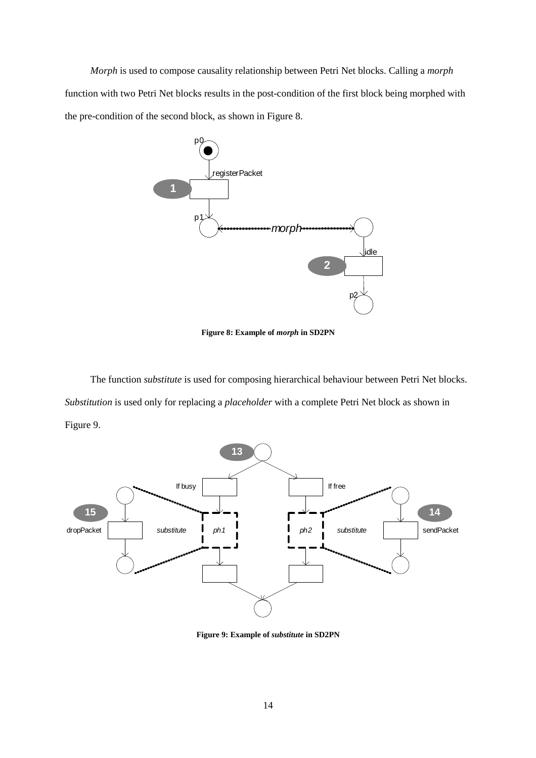*Morph* is used to compose causality relationship between Petri Net blocks. Calling a *morph* function with two Petri Net blocks results in the post-condition of the first block being morphed with the pre-condition of the second block, as shown in Figure 8.

**Figure 8: Example of *morph* in SD2PN**

The function *substitute* is used for composing hierarchical behaviour between Petri Net blocks. *Substitution* is used only for replacing a *placeholder* with a complete Petri Net block as shown in Figure 9.

**Figure 9: Example of *substitute* in SD2PN**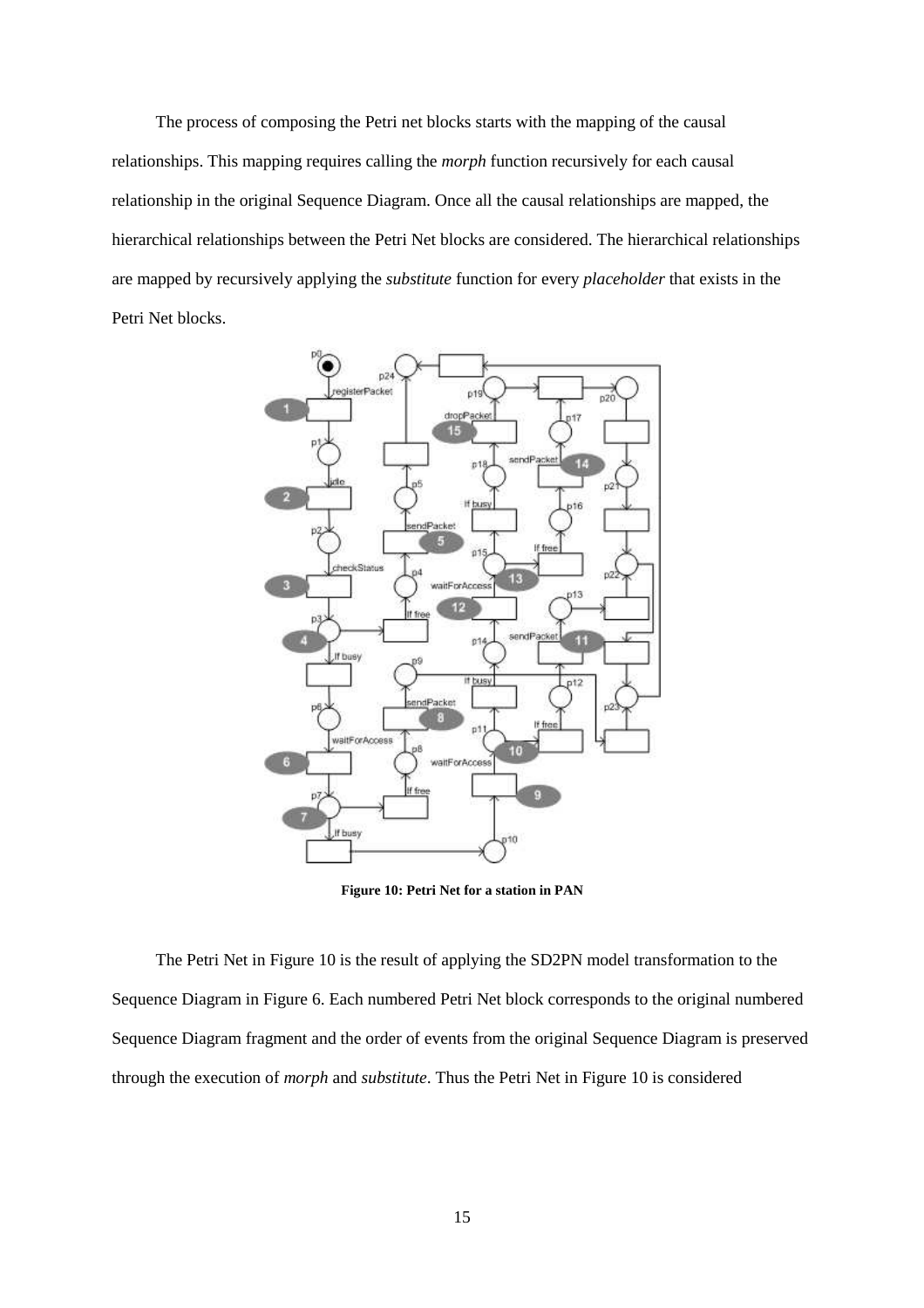The process of composing the Petri net blocks starts with the mapping of the causal relationships. This mapping requires calling the *morph* function recursively for each causal relationship in the original Sequence Diagram. Once all the causal relationships are mapped, the hierarchical relationships between the Petri Net blocks are considered. The hierarchical relationships are mapped by recursively applying the *substitute* function for every *placeholder* that exists in the Petri Net blocks.

**Figure 10: Petri Net for a station in PAN**

The Petri Net in Figure 10 is the result of applying the SD2PN model transformation to the Sequence Diagram in Figure 6. Each numbered Petri Net block corresponds to the original numbered Sequence Diagram fragment and the order of events from the original Sequence Diagram is preserved through the execution of *morph* and *substitute*. Thus the Petri Net in Figure 10 is considered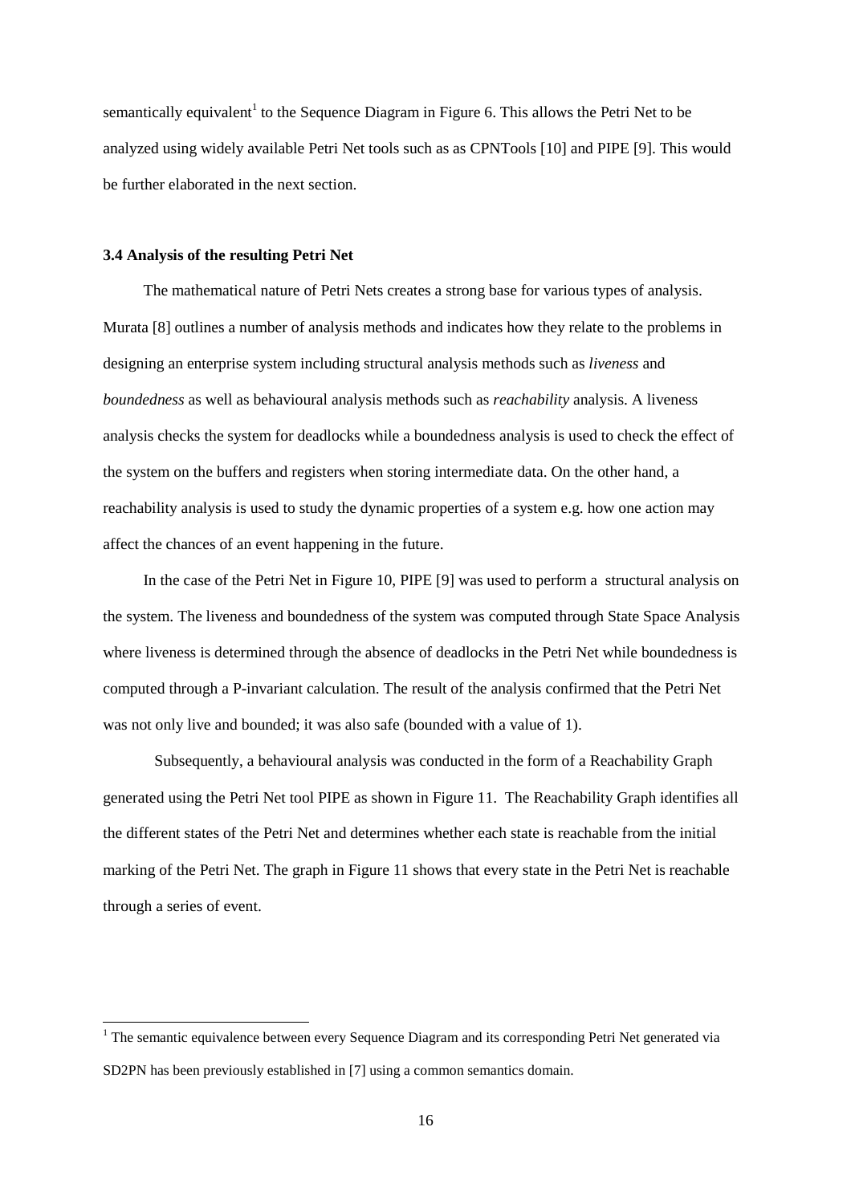semantically equivalent[1] to the Sequence Diagram in Figure 6. This allows the Petri Net to be analyzed using widely available Petri Net tools such as as CPNTools [10] and PIPE [9]. This would be further elaborated in the next section.

### 3.4 Analysis of the resulting Petri Net

The mathematical nature of Petri Nets creates a strong base for various types of analysis. Murata [8] outlines a number of analysis methods and indicates how they relate to the problems in designing an enterprise system including structural analysis methods such as *liveness* and *boundedness* as well as behavioural analysis methods such as *reachability* analysis. A liveness analysis checks the system for deadlocks while a boundedness analysis is used to check the effect of the system on the buffers and registers when storing intermediate data. On the other hand, a reachability analysis is used to study the dynamic properties of a system e.g. how one action may affect the chances of an event happening in the future.

In the case of the Petri Net in Figure 10, PIPE [9] was used to perform a structural analysis on the system. The liveness and boundedness of the system was computed through State Space Analysis where liveness is determined through the absence of deadlocks in the Petri Net while boundedness is computed through a P-invariant calculation. The result of the analysis confirmed that the Petri Net was not only live and bounded; it was also safe (bounded with a value of 1).

Subsequently, a behavioural analysis was conducted in the form of a Reachability Graph generated using the Petri Net tool PIPE as shown in Figure 11. The Reachability Graph identifies all the different states of the Petri Net and determines whether each state is reachable from the initial marking of the Petri Net. The graph in Figure 11 shows that every state in the Petri Net is reachable through a series of event.

---

[1] The semantic equivalence between every Sequence Diagram and its corresponding Petri Net generated via SD2PN has been previously established in [7] using a common semantics domain.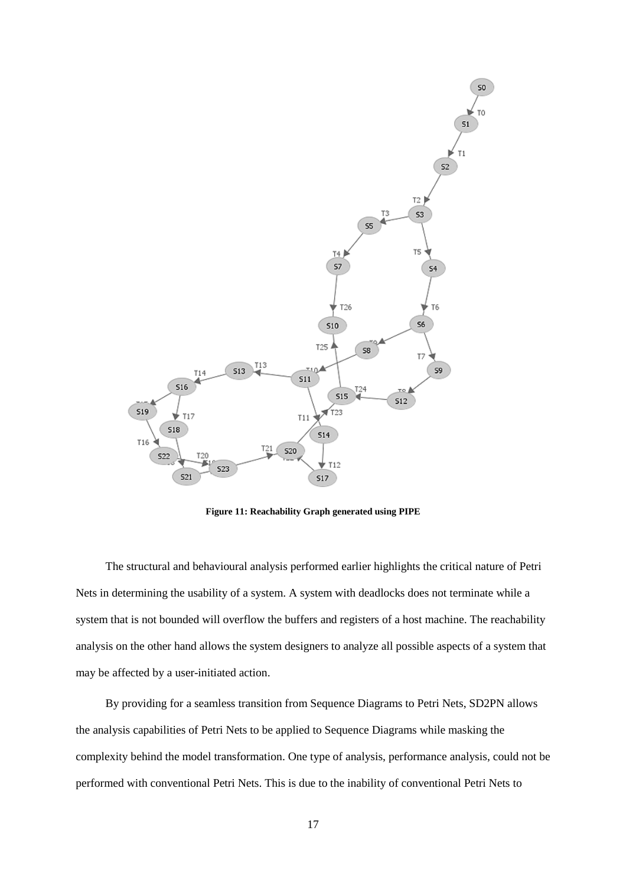**Figure 11: Reachability Graph generated using PIPE**

The structural and behavioural analysis performed earlier highlights the critical nature of Petri Nets in determining the usability of a system. A system with deadlocks does not terminate while a system that is not bounded will overflow the buffers and registers of a host machine. The reachability analysis on the other hand allows the system designers to analyze all possible aspects of a system that may be affected by a user-initiated action.

By providing for a seamless transition from Sequence Diagrams to Petri Nets, SD2PN allows the analysis capabilities of Petri Nets to be applied to Sequence Diagrams while masking the complexity behind the model transformation. One type of analysis, performance analysis, could not be performed with conventional Petri Nets. This is due to the inability of conventional Petri Nets to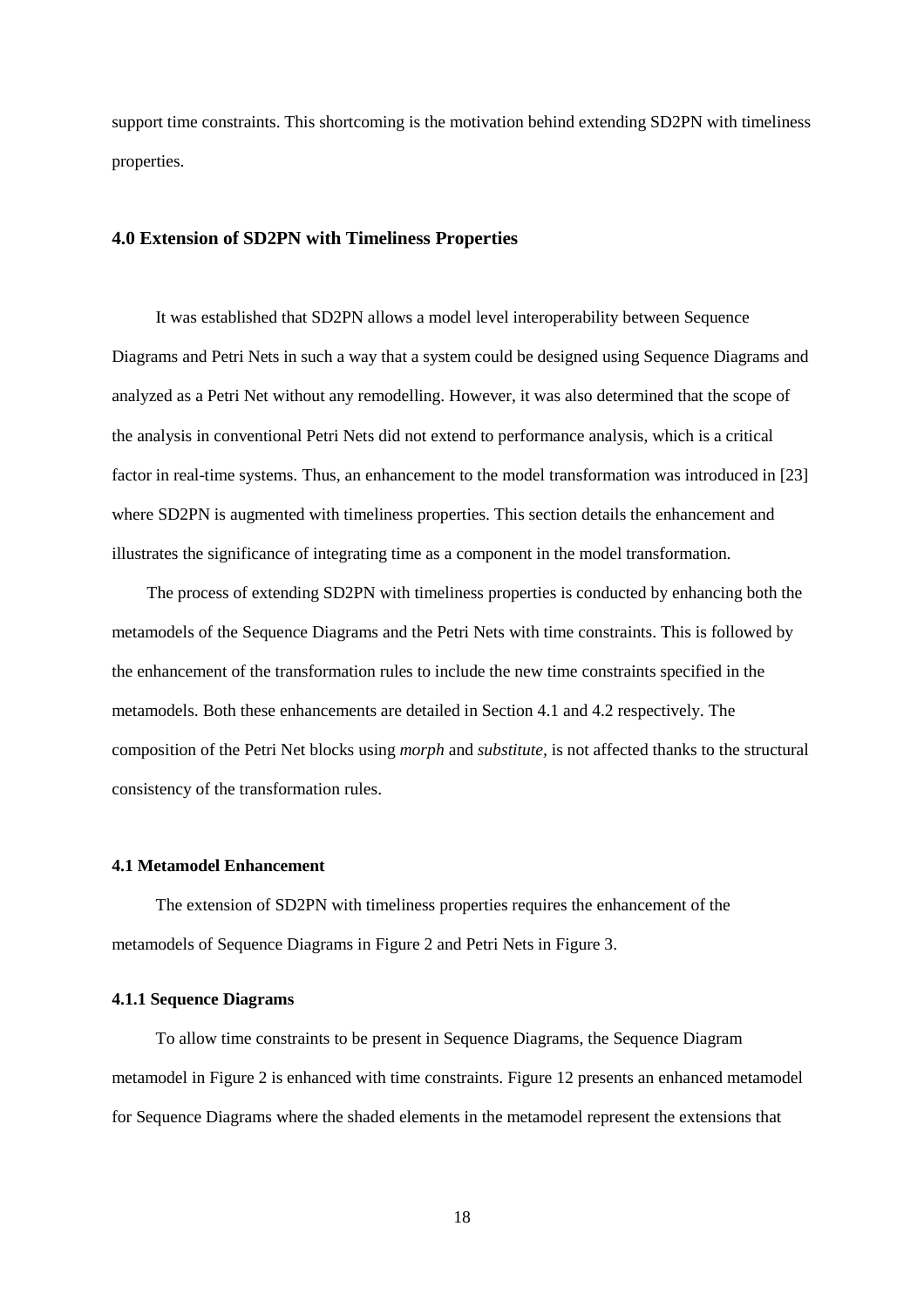support time constraints. This shortcoming is the motivation behind extending SD2PN with timeliness properties.

## 4.0 Extension of SD2PN with Timeliness Properties

It was established that SD2PN allows a model level interoperability between Sequence Diagrams and Petri Nets in such a way that a system could be designed using Sequence Diagrams and analyzed as a Petri Net without any remodelling. However, it was also determined that the scope of the analysis in conventional Petri Nets did not extend to performance analysis, which is a critical factor in real-time systems. Thus, an enhancement to the model transformation was introduced in [23] where SD2PN is augmented with timeliness properties. This section details the enhancement and illustrates the significance of integrating time as a component in the model transformation.

The process of extending SD2PN with timeliness properties is conducted by enhancing both the metamodels of the Sequence Diagrams and the Petri Nets with time constraints. This is followed by the enhancement of the transformation rules to include the new time constraints specified in the metamodels. Both these enhancements are detailed in Section 4.1 and 4.2 respectively. The composition of the Petri Net blocks using *morph* and *substitute*, is not affected thanks to the structural consistency of the transformation rules.

### 4.1 Metamodel Enhancement

The extension of SD2PN with timeliness properties requires the enhancement of the metamodels of Sequence Diagrams in Figure 2 and Petri Nets in Figure 3.

#### 4.1.1 Sequence Diagrams

To allow time constraints to be present in Sequence Diagrams, the Sequence Diagram metamodel in Figure 2 is enhanced with time constraints. Figure 12 presents an enhanced metamodel for Sequence Diagrams where the shaded elements in the metamodel represent the extensions that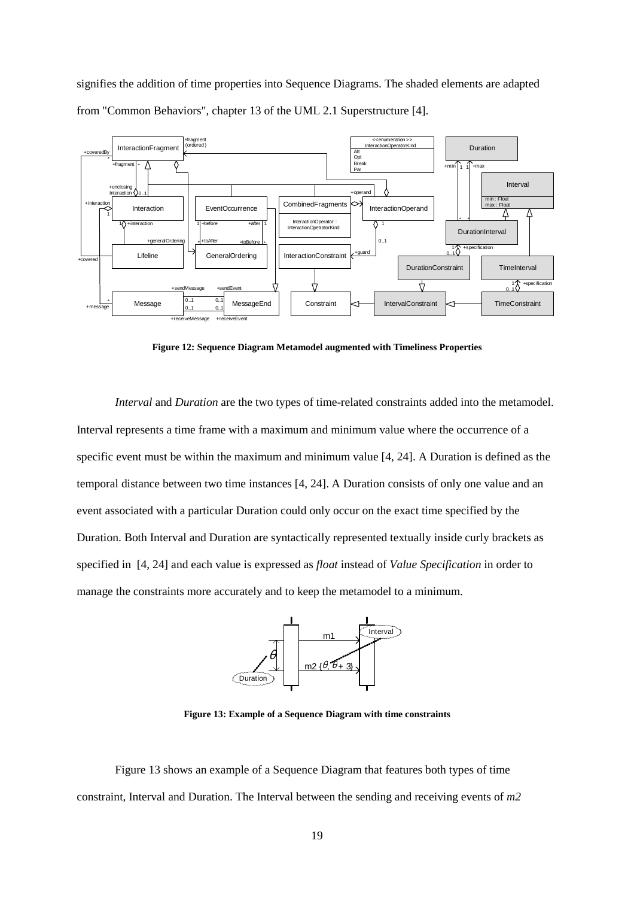signifies the addition of time properties into Sequence Diagrams. The shaded elements are adapted from "Common Behaviors", chapter 13 of the UML 2.1 Superstructure [4].

**Figure 12: Sequence Diagram Metamodel augmented with Timeliness Properties**

*Interval* and *Duration* are the two types of time-related constraints added into the metamodel. Interval represents a time frame with a maximum and minimum value where the occurrence of a specific event must be within the maximum and minimum value [4, 24]. A Duration is defined as the temporal distance between two time instances [4, 24]. A Duration consists of only one value and an event associated with a particular Duration could only occur on the exact time specified by the Duration. Both Interval and Duration are syntactically represented textually inside curly brackets as specified in [4, 24] and each value is expressed as *float* instead of *Value Specification* in order to manage the constraints more accurately and to keep the metamodel to a minimum.

**Figure 13: Example of a Sequence Diagram with time constraints**

Figure 13 shows an example of a Sequence Diagram that features both types of time constraint, Interval and Duration. The Interval between the sending and receiving events of *m2*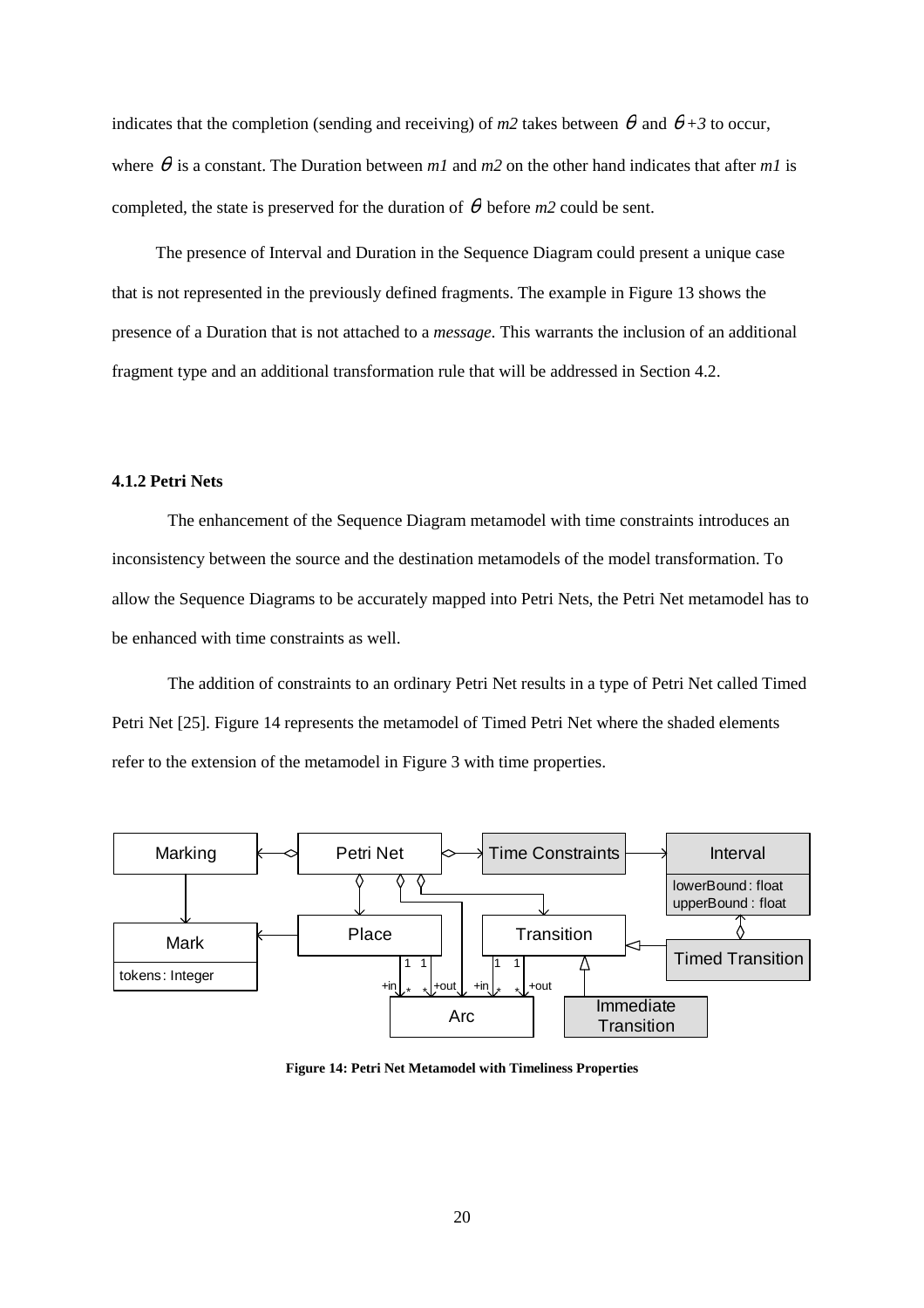indicates that the completion (sending and receiving) of *m2* takes between $\theta$ and $\theta+3$ to occur, where $\theta$ is a constant. The Duration between *m1* and *m2* on the other hand indicates that after *m1* is completed, the state is preserved for the duration of $\theta$ before *m2* could be sent.

The presence of Interval and Duration in the Sequence Diagram could present a unique case that is not represented in the previously defined fragments. The example in Figure 13 shows the presence of a Duration that is not attached to a *message*. This warrants the inclusion of an additional fragment type and an additional transformation rule that will be addressed in Section 4.2.

#### 4.1.2 Petri Nets

The enhancement of the Sequence Diagram metamodel with time constraints introduces an inconsistency between the source and the destination metamodels of the model transformation. To allow the Sequence Diagrams to be accurately mapped into Petri Nets, the Petri Net metamodel has to be enhanced with time constraints as well.

The addition of constraints to an ordinary Petri Net results in a type of Petri Net called Timed Petri Net [25]. Figure 14 represents the metamodel of Timed Petri Net where the shaded elements refer to the extension of the metamodel in Figure 3 with time properties.

**Figure 14: Petri Net Metamodel with Timeliness Properties**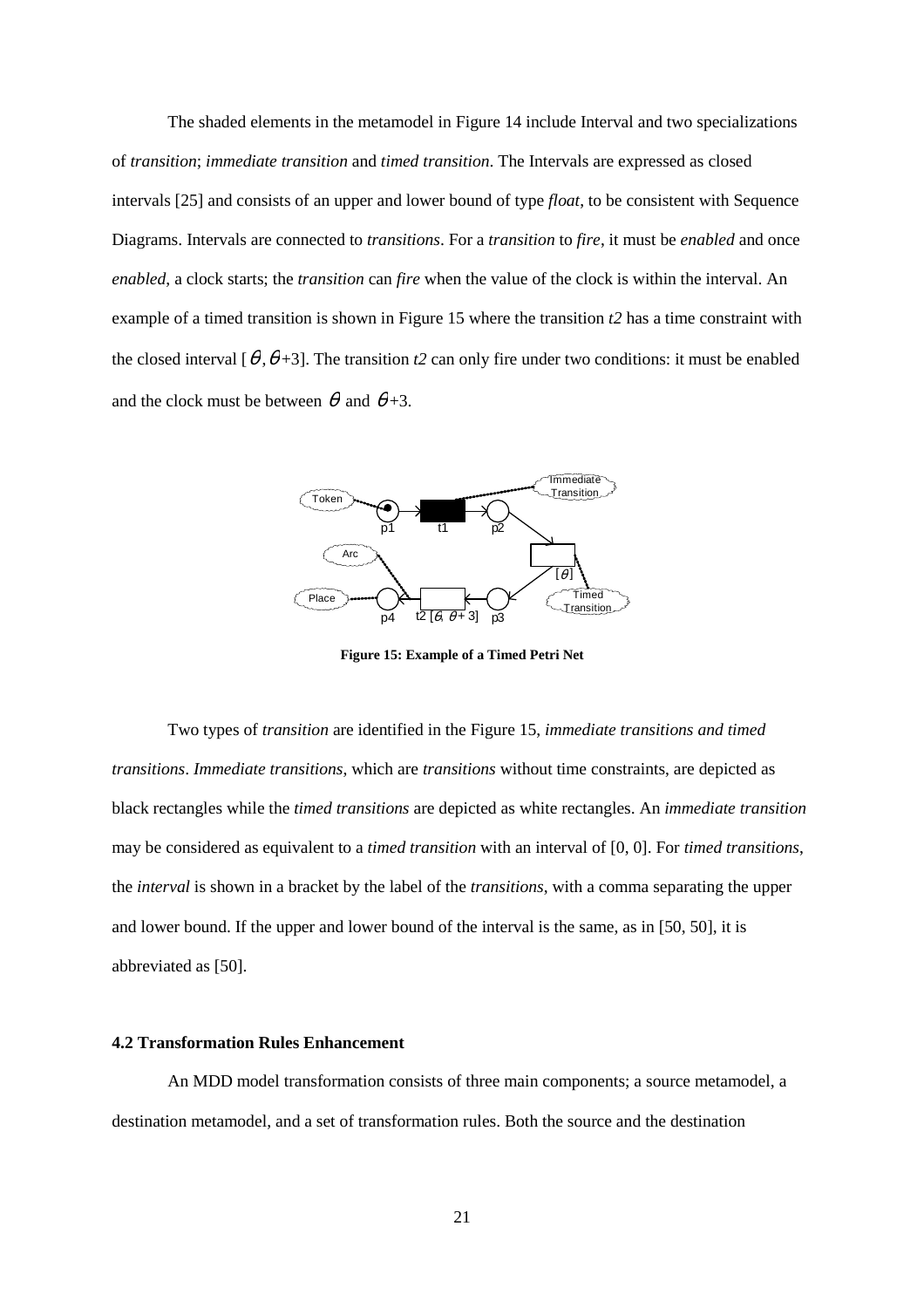The shaded elements in the metamodel in Figure 14 include Interval and two specializations of *transition*; *immediate transition* and *timed transition*. The Intervals are expressed as closed intervals [25] and consists of an upper and lower bound of type *float*, to be consistent with Sequence Diagrams. Intervals are connected to *transitions*. For a *transition* to *fire*, it must be *enabled* and once *enabled*, a clock starts; the *transition* can *fire* when the value of the clock is within the interval. An example of a timed transition is shown in Figure 15 where the transition *t2* has a time constraint with the closed interval [$\theta$, $\theta$+3]. The transition *t2* can only fire under two conditions: it must be enabled and the clock must be between $\theta$ and $\theta$+3.

**Figure 15: Example of a Timed Petri Net**

Two types of *transition* are identified in the Figure 15, *immediate transitions and timed transitions*. *Immediate transitions*, which are *transitions* without time constraints, are depicted as black rectangles while the *timed transitions* are depicted as white rectangles. An *immediate transition* may be considered as equivalent to a *timed transition* with an interval of [0, 0]. For *timed transitions*, the *interval* is shown in a bracket by the label of the *transitions*, with a comma separating the upper and lower bound. If the upper and lower bound of the interval is the same, as in [50, 50], it is abbreviated as [50].

#### 4.2 Transformation Rules Enhancement

An MDD model transformation consists of three main components; a source metamodel, a destination metamodel, and a set of transformation rules. Both the source and the destination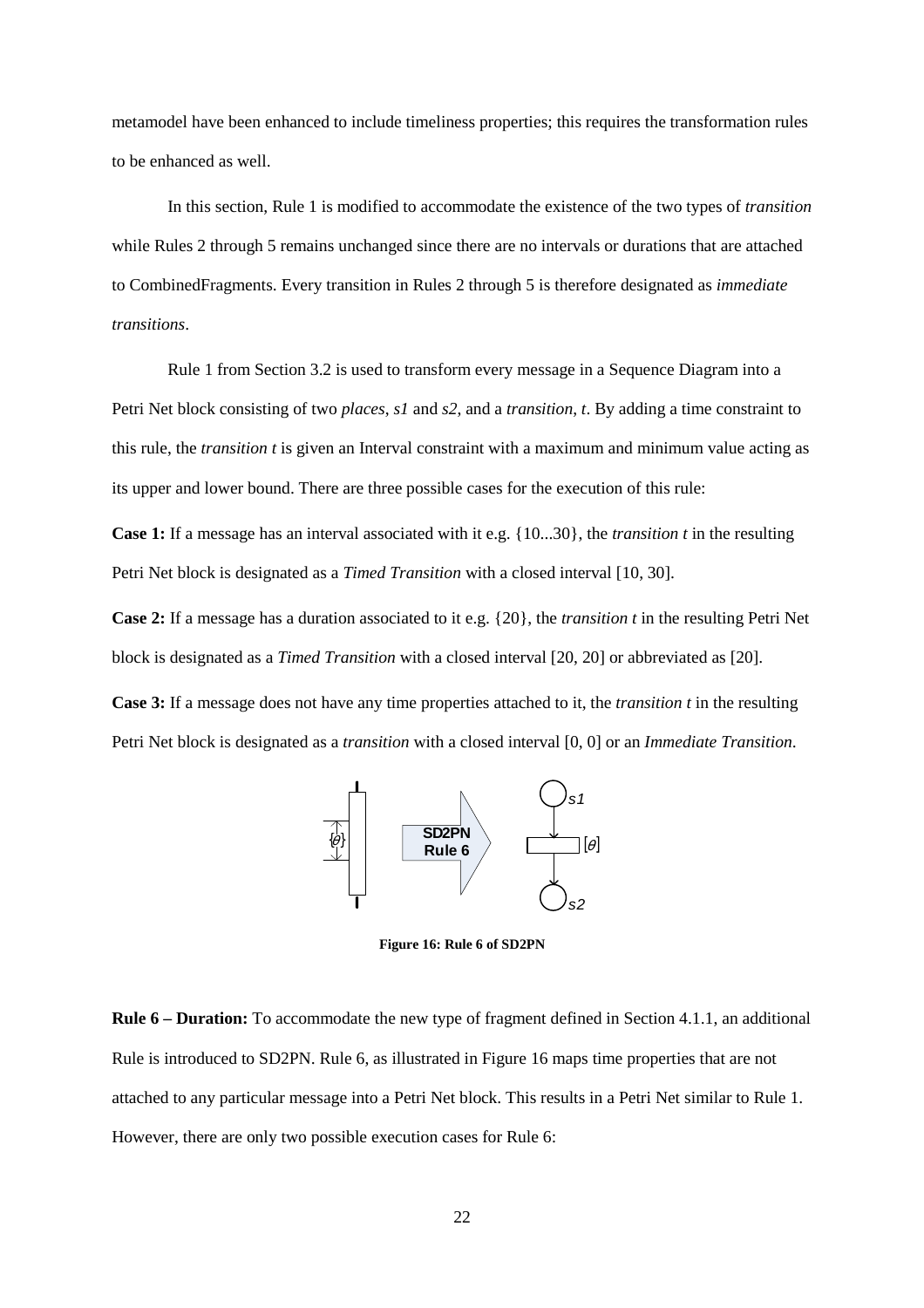metamodel have been enhanced to include timeliness properties; this requires the transformation rules to be enhanced as well.

In this section, Rule 1 is modified to accommodate the existence of the two types of *transition* while Rules 2 through 5 remains unchanged since there are no intervals or durations that are attached to CombinedFragments. Every transition in Rules 2 through 5 is therefore designated as *immediate transitions*.

Rule 1 from Section 3.2 is used to transform every message in a Sequence Diagram into a Petri Net block consisting of two *places*, *s1* and *s2*, and a *transition*, *t*. By adding a time constraint to this rule, the *transition t* is given an Interval constraint with a maximum and minimum value acting as its upper and lower bound. There are three possible cases for the execution of this rule:

**Case 1:** If a message has an interval associated with it e.g. {10...30}, the *transition t* in the resulting Petri Net block is designated as a *Timed Transition* with a closed interval [10, 30].

**Case 2:** If a message has a duration associated to it e.g. {20}, the *transition t* in the resulting Petri Net block is designated as a *Timed Transition* with a closed interval [20, 20] or abbreviated as [20].

**Case 3:** If a message does not have any time properties attached to it, the *transition t* in the resulting Petri Net block is designated as a *transition* with a closed interval [0, 0] or an *Immediate Transition*.

**Figure 16: Rule 6 of SD2PN**

**Rule 6 – Duration:** To accommodate the new type of fragment defined in Section 4.1.1, an additional Rule is introduced to SD2PN. Rule 6, as illustrated in Figure 16 maps time properties that are not attached to any particular message into a Petri Net block. This results in a Petri Net similar to Rule 1. However, there are only two possible execution cases for Rule 6: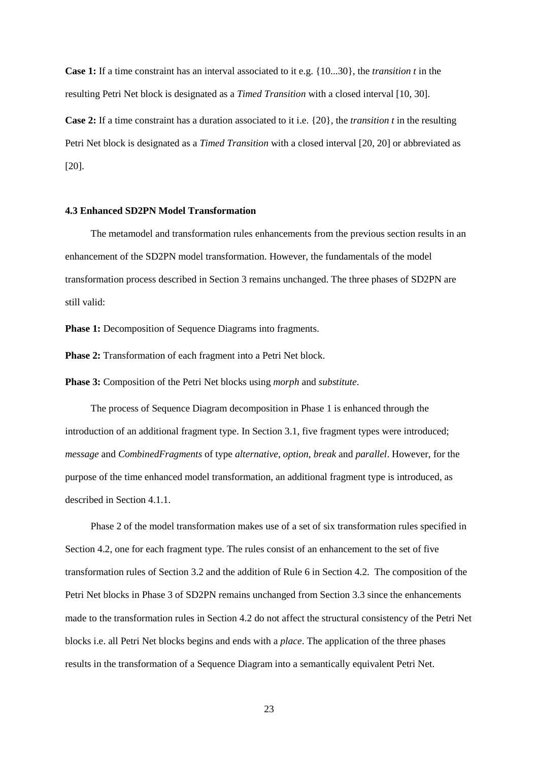**Case 1:** If a time constraint has an interval associated to it e.g. {10...30}, the *transition t* in the resulting Petri Net block is designated as a *Timed Transition* with a closed interval [10, 30].

**Case 2:** If a time constraint has a duration associated to it i.e. {20}, the *transition t* in the resulting Petri Net block is designated as a *Timed Transition* with a closed interval [20, 20] or abbreviated as [20].

#### 4.3 Enhanced SD2PN Model Transformation

The metamodel and transformation rules enhancements from the previous section results in an enhancement of the SD2PN model transformation. However, the fundamentals of the model transformation process described in Section 3 remains unchanged. The three phases of SD2PN are still valid:

**Phase 1:** Decomposition of Sequence Diagrams into fragments.

**Phase 2:** Transformation of each fragment into a Petri Net block.

**Phase 3:** Composition of the Petri Net blocks using *morph* and *substitute*.

The process of Sequence Diagram decomposition in Phase 1 is enhanced through the introduction of an additional fragment type. In Section 3.1, five fragment types were introduced; *message* and *CombinedFragments* of type *alternative*, *option*, *break* and *parallel*. However, for the purpose of the time enhanced model transformation, an additional fragment type is introduced, as described in Section 4.1.1.

Phase 2 of the model transformation makes use of a set of six transformation rules specified in Section 4.2, one for each fragment type. The rules consist of an enhancement to the set of five transformation rules of Section 3.2 and the addition of Rule 6 in Section 4.2. The composition of the Petri Net blocks in Phase 3 of SD2PN remains unchanged from Section 3.3 since the enhancements made to the transformation rules in Section 4.2 do not affect the structural consistency of the Petri Net blocks i.e. all Petri Net blocks begins and ends with a *place*. The application of the three phases results in the transformation of a Sequence Diagram into a semantically equivalent Petri Net.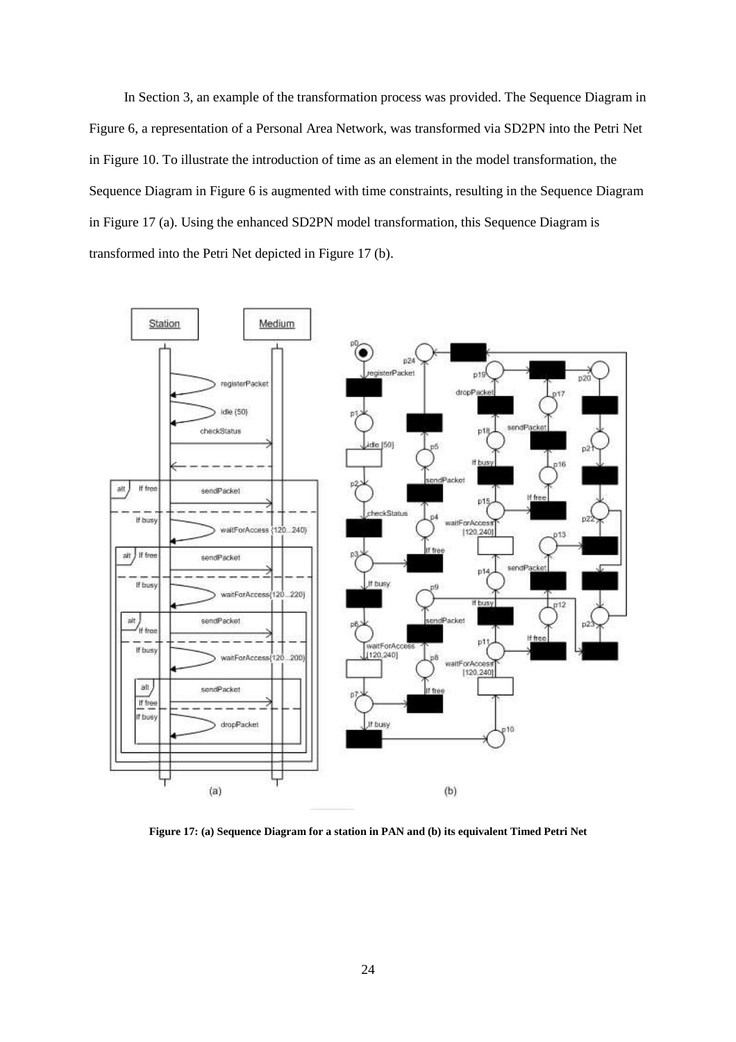In Section 3, an example of the transformation process was provided. The Sequence Diagram in Figure 6, a representation of a Personal Area Network, was transformed via SD2PN into the Petri Net in Figure 10. To illustrate the introduction of time as an element in the model transformation, the Sequence Diagram in Figure 6 is augmented with time constraints, resulting in the Sequence Diagram in Figure 17 (a). Using the enhanced SD2PN model transformation, this Sequence Diagram is transformed into the Petri Net depicted in Figure 17 (b).

**Figure 17: (a) Sequence Diagram for a station in PAN and (b) its equivalent Timed Petri Net**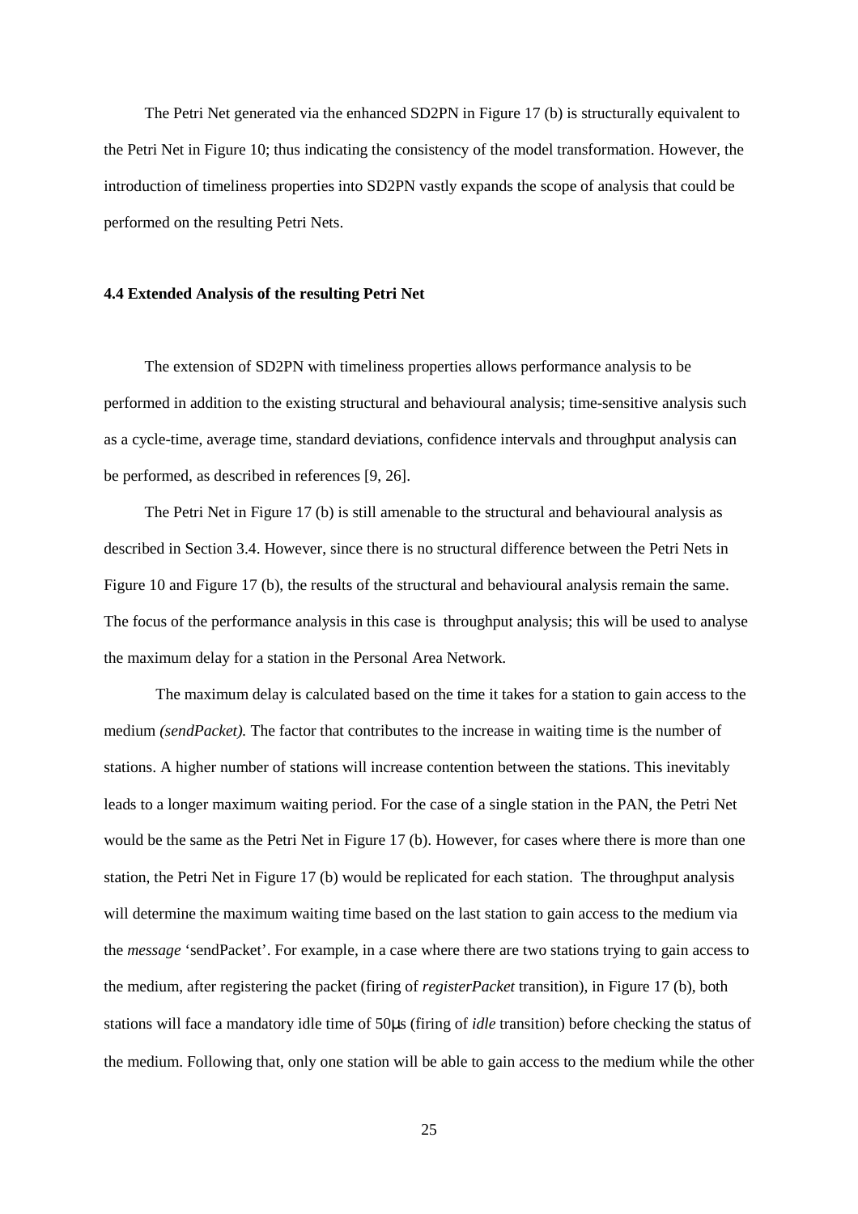The Petri Net generated via the enhanced SD2PN in Figure 17 (b) is structurally equivalent to the Petri Net in Figure 10; thus indicating the consistency of the model transformation. However, the introduction of timeliness properties into SD2PN vastly expands the scope of analysis that could be performed on the resulting Petri Nets.

#### 4.4 Extended Analysis of the resulting Petri Net

The extension of SD2PN with timeliness properties allows performance analysis to be performed in addition to the existing structural and behavioural analysis; time-sensitive analysis such as a cycle-time, average time, standard deviations, confidence intervals and throughput analysis can be performed, as described in references [9, 26].

The Petri Net in Figure 17 (b) is still amenable to the structural and behavioural analysis as described in Section 3.4. However, since there is no structural difference between the Petri Nets in Figure 10 and Figure 17 (b), the results of the structural and behavioural analysis remain the same. The focus of the performance analysis in this case is throughput analysis; this will be used to analyse the maximum delay for a station in the Personal Area Network.

The maximum delay is calculated based on the time it takes for a station to gain access to the medium *(sendPacket).* The factor that contributes to the increase in waiting time is the number of stations. A higher number of stations will increase contention between the stations. This inevitably leads to a longer maximum waiting period. For the case of a single station in the PAN, the Petri Net would be the same as the Petri Net in Figure 17 (b). However, for cases where there is more than one station, the Petri Net in Figure 17 (b) would be replicated for each station. The throughput analysis will determine the maximum waiting time based on the last station to gain access to the medium via the *message* 'sendPacket'. For example, in a case where there are two stations trying to gain access to the medium, after registering the packet (firing of *registerPacket* transition), in Figure 17 (b), both stations will face a mandatory idle time of 50μs (firing of *idle* transition) before checking the status of the medium. Following that, only one station will be able to gain access to the medium while the other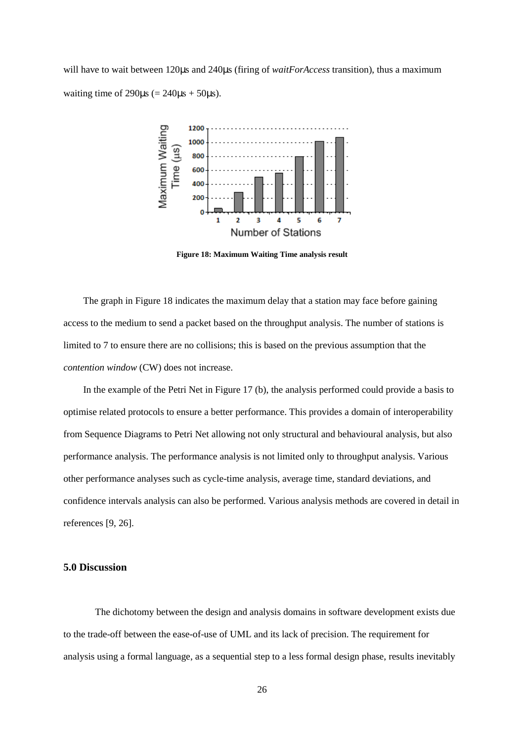will have to wait between 120μs and 240μs (firing of *waitForAccess* transition), thus a maximum waiting time of 290μs (= 240μs + 50μs).

**Figure 18: Maximum Waiting Time analysis result**

The graph in Figure 18 indicates the maximum delay that a station may face before gaining access to the medium to send a packet based on the throughput analysis. The number of stations is limited to 7 to ensure there are no collisions; this is based on the previous assumption that the *contention window* (CW) does not increase.

In the example of the Petri Net in Figure 17 (b), the analysis performed could provide a basis to optimise related protocols to ensure a better performance. This provides a domain of interoperability from Sequence Diagrams to Petri Net allowing not only structural and behavioural analysis, but also performance analysis. The performance analysis is not limited only to throughput analysis. Various other performance analyses such as cycle-time analysis, average time, standard deviations, and confidence intervals analysis can also be performed. Various analysis methods are covered in detail in references [9, 26].

## 5.0 Discussion

The dichotomy between the design and analysis domains in software development exists due to the trade-off between the ease-of-use of UML and its lack of precision. The requirement for analysis using a formal language, as a sequential step to a less formal design phase, results inevitably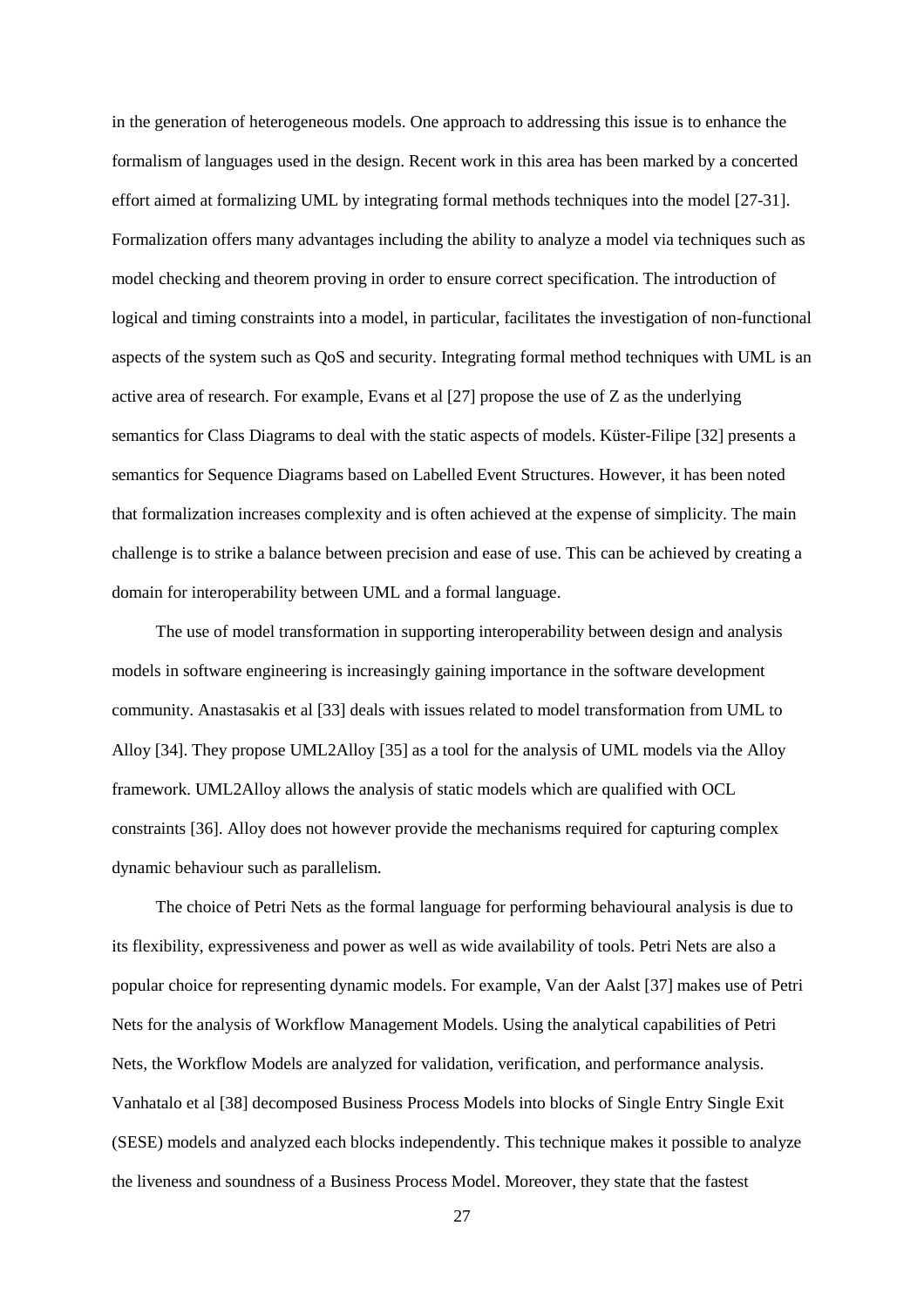in the generation of heterogeneous models. One approach to addressing this issue is to enhance the formalism of languages used in the design. Recent work in this area has been marked by a concerted effort aimed at formalizing UML by integrating formal methods techniques into the model [27-31]. Formalization offers many advantages including the ability to analyze a model via techniques such as model checking and theorem proving in order to ensure correct specification. The introduction of logical and timing constraints into a model, in particular, facilitates the investigation of non-functional aspects of the system such as QoS and security. Integrating formal method techniques with UML is an active area of research. For example, Evans et al [27] propose the use of Z as the underlying semantics for Class Diagrams to deal with the static aspects of models. Küster-Filipe [32] presents a semantics for Sequence Diagrams based on Labelled Event Structures. However, it has been noted that formalization increases complexity and is often achieved at the expense of simplicity. The main challenge is to strike a balance between precision and ease of use. This can be achieved by creating a domain for interoperability between UML and a formal language.

The use of model transformation in supporting interoperability between design and analysis models in software engineering is increasingly gaining importance in the software development community. Anastasakis et al [33] deals with issues related to model transformation from UML to Alloy [34]. They propose UML2Alloy [35] as a tool for the analysis of UML models via the Alloy framework. UML2Alloy allows the analysis of static models which are qualified with OCL constraints [36]. Alloy does not however provide the mechanisms required for capturing complex dynamic behaviour such as parallelism.

The choice of Petri Nets as the formal language for performing behavioural analysis is due to its flexibility, expressiveness and power as well as wide availability of tools. Petri Nets are also a popular choice for representing dynamic models. For example, Van der Aalst [37] makes use of Petri Nets for the analysis of Workflow Management Models. Using the analytical capabilities of Petri Nets, the Workflow Models are analyzed for validation, verification, and performance analysis. Vanhatalo et al [38] decomposed Business Process Models into blocks of Single Entry Single Exit (SESE) models and analyzed each blocks independently. This technique makes it possible to analyze the liveness and soundness of a Business Process Model. Moreover, they state that the fastest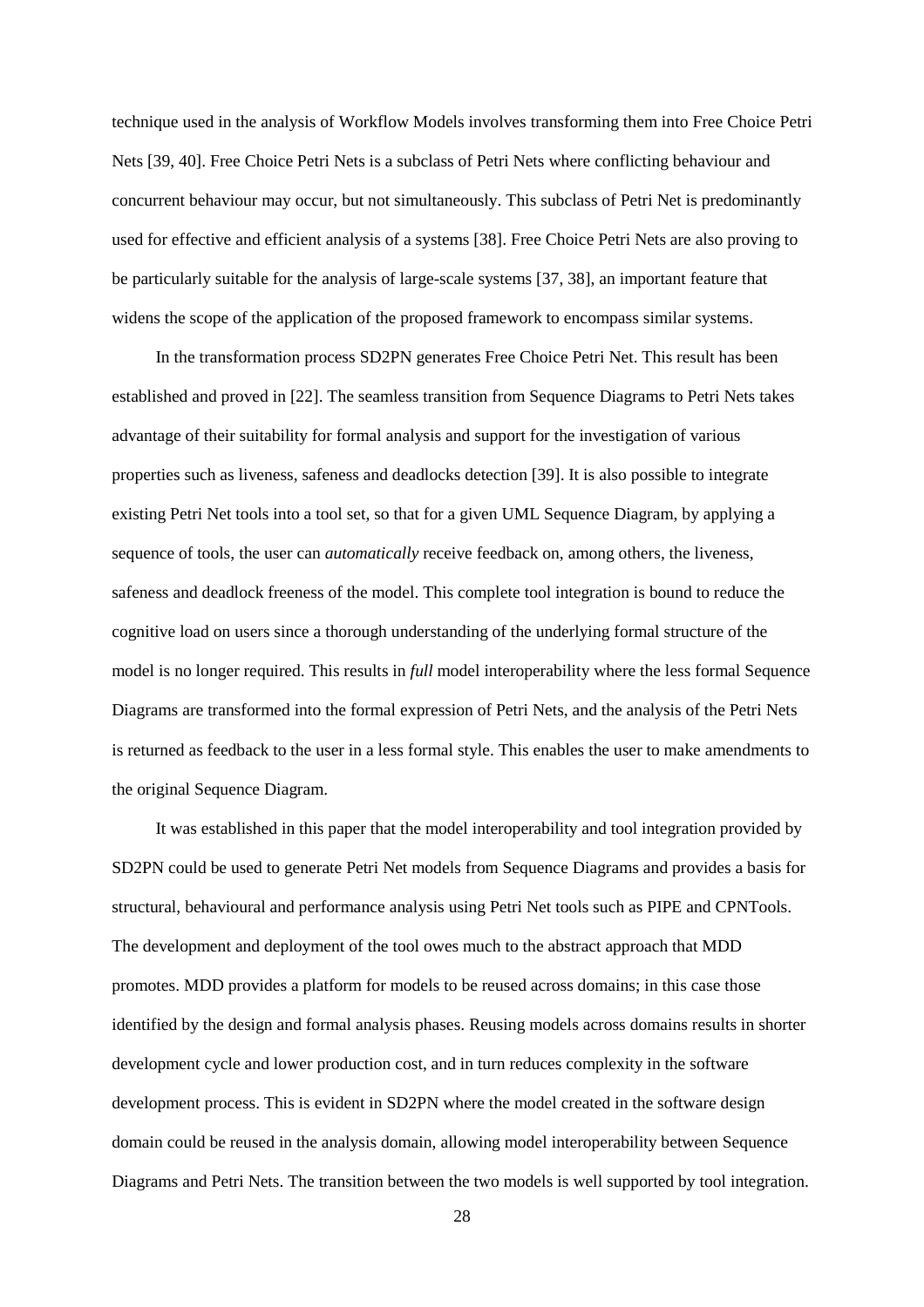technique used in the analysis of Workflow Models involves transforming them into Free Choice Petri Nets [39, 40]. Free Choice Petri Nets is a subclass of Petri Nets where conflicting behaviour and concurrent behaviour may occur, but not simultaneously. This subclass of Petri Net is predominantly used for effective and efficient analysis of a systems [38]. Free Choice Petri Nets are also proving to be particularly suitable for the analysis of large-scale systems [37, 38], an important feature that widens the scope of the application of the proposed framework to encompass similar systems.

In the transformation process SD2PN generates Free Choice Petri Net. This result has been established and proved in [22]. The seamless transition from Sequence Diagrams to Petri Nets takes advantage of their suitability for formal analysis and support for the investigation of various properties such as liveness, safeness and deadlocks detection [39]. It is also possible to integrate existing Petri Net tools into a tool set, so that for a given UML Sequence Diagram, by applying a sequence of tools, the user can *automatically* receive feedback on, among others, the liveness, safeness and deadlock freeness of the model. This complete tool integration is bound to reduce the cognitive load on users since a thorough understanding of the underlying formal structure of the model is no longer required. This results in *full* model interoperability where the less formal Sequence Diagrams are transformed into the formal expression of Petri Nets, and the analysis of the Petri Nets is returned as feedback to the user in a less formal style. This enables the user to make amendments to the original Sequence Diagram.

It was established in this paper that the model interoperability and tool integration provided by SD2PN could be used to generate Petri Net models from Sequence Diagrams and provides a basis for structural, behavioural and performance analysis using Petri Net tools such as PIPE and CPNTools. The development and deployment of the tool owes much to the abstract approach that MDD promotes. MDD provides a platform for models to be reused across domains; in this case those identified by the design and formal analysis phases. Reusing models across domains results in shorter development cycle and lower production cost, and in turn reduces complexity in the software development process. This is evident in SD2PN where the model created in the software design domain could be reused in the analysis domain, allowing model interoperability between Sequence Diagrams and Petri Nets. The transition between the two models is well supported by tool integration.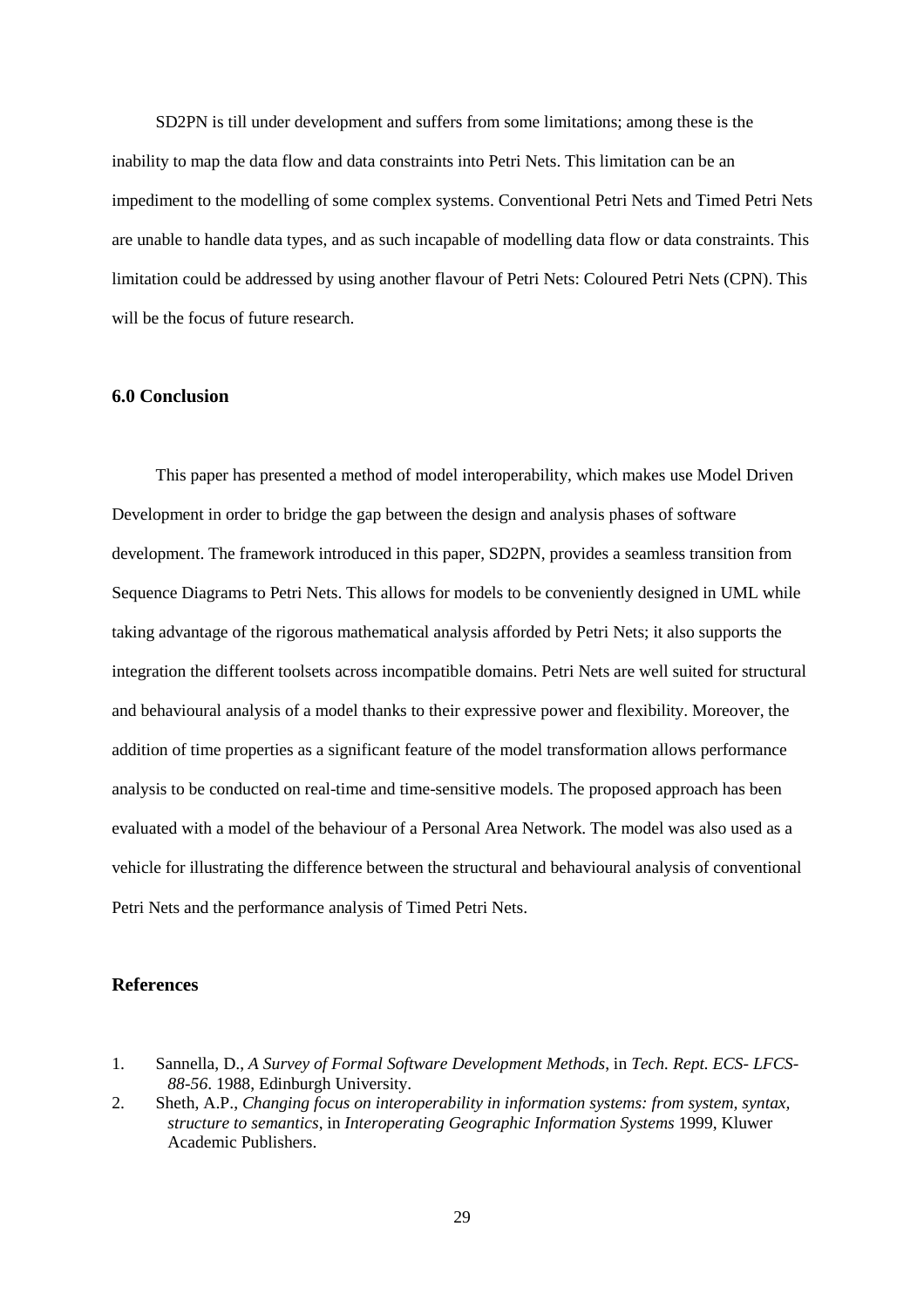SD2PN is till under development and suffers from some limitations; among these is the inability to map the data flow and data constraints into Petri Nets. This limitation can be an impediment to the modelling of some complex systems. Conventional Petri Nets and Timed Petri Nets are unable to handle data types, and as such incapable of modelling data flow or data constraints. This limitation could be addressed by using another flavour of Petri Nets: Coloured Petri Nets (CPN). This will be the focus of future research.

### 6.0 Conclusion

This paper has presented a method of model interoperability, which makes use Model Driven Development in order to bridge the gap between the design and analysis phases of software development. The framework introduced in this paper, SD2PN, provides a seamless transition from Sequence Diagrams to Petri Nets. This allows for models to be conveniently designed in UML while taking advantage of the rigorous mathematical analysis afforded by Petri Nets; it also supports the integration the different toolsets across incompatible domains. Petri Nets are well suited for structural and behavioural analysis of a model thanks to their expressive power and flexibility. Moreover, the addition of time properties as a significant feature of the model transformation allows performance analysis to be conducted on real-time and time-sensitive models. The proposed approach has been evaluated with a model of the behaviour of a Personal Area Network. The model was also used as a vehicle for illustrating the difference between the structural and behavioural analysis of conventional Petri Nets and the performance analysis of Timed Petri Nets.

### References

1. Sannella, D., *A Survey of Formal Software Development Methods*, in *Tech. Rept. ECS- LFCS-88-56*. 1988, Edinburgh University.
2. Sheth, A.P., *Changing focus on interoperability in information systems: from system, syntax, structure to semantics*, in *Interoperating Geographic Information Systems* 1999, Kluwer Academic Publishers.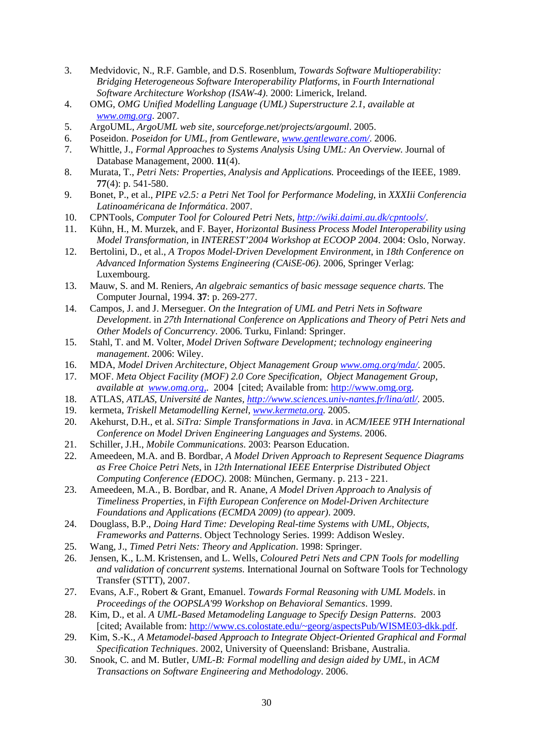3. Medvidovic, N., R.F. Gamble, and D.S. Rosenblum, *Towards Software Multioperability: Bridging Heterogeneous Software Interoperability Platforms*, in *Fourth International Software Architecture Workshop (ISAW-4)*. 2000: Limerick, Ireland.
4. OMG, *OMG Unified Modelling Language (UML) Superstructure 2.1, available at www.omg.org*. 2007.
5. ArgoUML, *ArgoUML web site, sourceforge.net/projects/argouml*. 2005.
6. Poseidon. *Poseidon for UML, from Gentleware, www.gentleware.com/*. 2006.
7. Whittle, J., *Formal Approaches to Systems Analysis Using UML: An Overview.* Journal of Database Management, 2000. **11**(4).
8. Murata, T., *Petri Nets: Properties, Analysis and Applications.* Proceedings of the IEEE, 1989. **77**(4): p. 541-580.
9. Bonet, P., et al., *PIPE v2.5: a Petri Net Tool for Performance Modeling*, in *XXXIii Conferencia Latinoaméricana de Informática*. 2007.
10. CPNTools, *Computer Tool for Coloured Petri Nets, http://wiki.daimi.au.dk/cpntools/*.
11. Kühn, H., M. Murzek, and F. Bayer, *Horizontal Business Process Model Interoperability using Model Transformation*, in *INTEREST'2004 Workshop at ECOOP 2004*. 2004: Oslo, Norway.
12. Bertolini, D., et al., *A Tropos Model-Driven Development Environment*, in *18th Conference on Advanced Information Systems Engineering (CAiSE-06)*. 2006, Springer Verlag: Luxembourg.
13. Mauw, S. and M. Reniers, *An algebraic semantics of basic message sequence charts.* The Computer Journal, 1994. **37**: p. 269-277.
14. Campos, J. and J. Merseguer. *On the Integration of UML and Petri Nets in Software Development*. in *27th International Conference on Applications and Theory of Petri Nets and Other Models of Concurrency*. 2006. Turku, Finland: Springer.
15. Stahl, T. and M. Volter, *Model Driven Software Development; technology engineering management*. 2006: Wiley.
16. MDA, *Model Driven Architecture, Object Management Group www.omg.org/mda/*. 2005.
17. MOF. *Meta Object Facility (MOF) 2.0 Core Specification, Object Management Group, available at www.omg.org,*. 2004 [cited; Available from: http://www.omg.org.
18. ATLAS, *ATLAS, Université de Nantes, http://www.sciences.univ-nantes.fr/lina/atl/*. 2005.
19. kermeta, *Triskell Metamodelling Kernel, www.kermeta.org*. 2005.
20. Akehurst, D.H., et al. *SiTra: Simple Transformations in Java*. in *ACM/IEEE 9TH International Conference on Model Driven Engineering Languages and Systems*. 2006.
21. Schiller, J.H., *Mobile Communications*. 2003: Pearson Education.
22. Ameedeen, M.A. and B. Bordbar, *A Model Driven Approach to Represent Sequence Diagrams as Free Choice Petri Nets*, in *12th International IEEE Enterprise Distributed Object Computing Conference (EDOC)*. 2008: München, Germany. p. 213 - 221.
23. Ameedeen, M.A., B. Bordbar, and R. Anane, *A Model Driven Approach to Analysis of Timeliness Properties*, in *Fifth European Conference on Model-Driven Architecture Foundations and Applications (ECMDA 2009) (to appear)*. 2009.
24. Douglass, B.P., *Doing Hard Time: Developing Real-time Systems with UML, Objects, Frameworks and Patterns*. Object Technology Series. 1999: Addison Wesley.
25. Wang, J., *Timed Petri Nets: Theory and Application*. 1998: Springer.
26. Jensen, K., L.M. Kristensen, and L. Wells, *Coloured Petri Nets and CPN Tools for modelling and validation of concurrent systems.* International Journal on Software Tools for Technology Transfer (STTT), 2007.
27. Evans, A.F., Robert & Grant, Emanuel. *Towards Formal Reasoning with UML Models*. in *Proceedings of the OOPSLA'99 Workshop on Behavioral Semantics*. 1999.
28. Kim, D., et al. *A UML-Based Metamodeling Language to Specify Design Patterns*. 2003 [cited; Available from: http://www.cs.colostate.edu/~georg/aspectsPub/WISME03-dkk.pdf.
29. Kim, S.-K., *A Metamodel-based Approach to Integrate Object-Oriented Graphical and Formal Specification Techniques*. 2002, University of Queensland: Brisbane, Australia.
30. Snook, C. and M. Butler, *UML-B: Formal modelling and design aided by UML*, in *ACM Transactions on Software Engineering and Methodology*. 2006.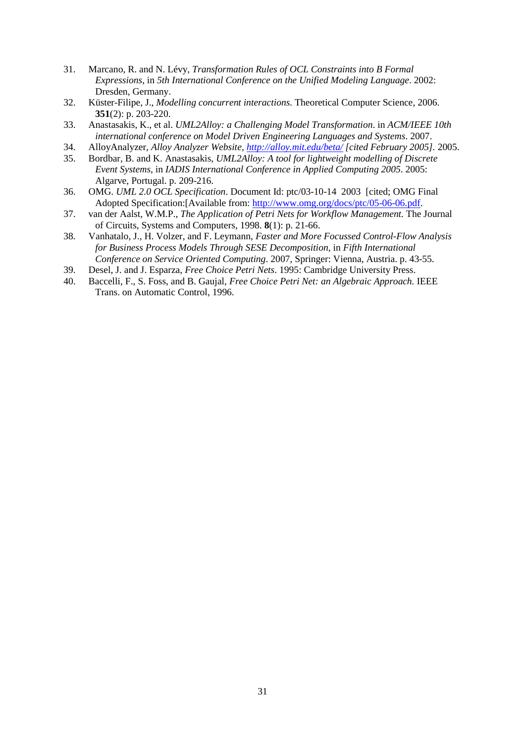31. Marcano, R. and N. Lévy, *Transformation Rules of OCL Constraints into B Formal Expressions*, in *5th International Conference on the Unified Modeling Language*. 2002: Dresden, Germany.
32. Küster-Filipe, J., *Modelling concurrent interactions.* Theoretical Computer Science, 2006. **351**(2): p. 203-220.
33. Anastasakis, K., et al. *UML2Alloy: a Challenging Model Transformation*. in *ACM/IEEE 10th international conference on Model Driven Engineering Languages and Systems*. 2007.
34. AlloyAnalyzer, *Alloy Analyzer Website, http://alloy.mit.edu/beta/ [cited February 2005].* 2005.
35. Bordbar, B. and K. Anastasakis, *UML2Alloy: A tool for lightweight modelling of Discrete Event Systems*, in *IADIS International Conference in Applied Computing 2005*. 2005: Algarve, Portugal. p. 209-216.
36. OMG. *UML 2.0 OCL Specification*. Document Id: ptc/03-10-14 2003 [cited; OMG Final Adopted Specification:[Available from: http://www.omg.org/docs/ptc/05-06-06.pdf.
37. van der Aalst, W.M.P., *The Application of Petri Nets for Workflow Management.* The Journal of Circuits, Systems and Computers, 1998. **8**(1): p. 21-66.
38. Vanhatalo, J., H. Volzer, and F. Leymann, *Faster and More Focussed Control-Flow Analysis for Business Process Models Through SESE Decomposition*, in *Fifth International Conference on Service Oriented Computing*. 2007, Springer: Vienna, Austria. p. 43-55.
39. Desel, J. and J. Esparza, *Free Choice Petri Nets*. 1995: Cambridge University Press.
40. Baccelli, F., S. Foss, and B. Gaujal, *Free Choice Petri Net: an Algebraic Approach.* IEEE Trans. on Automatic Control, 1996.